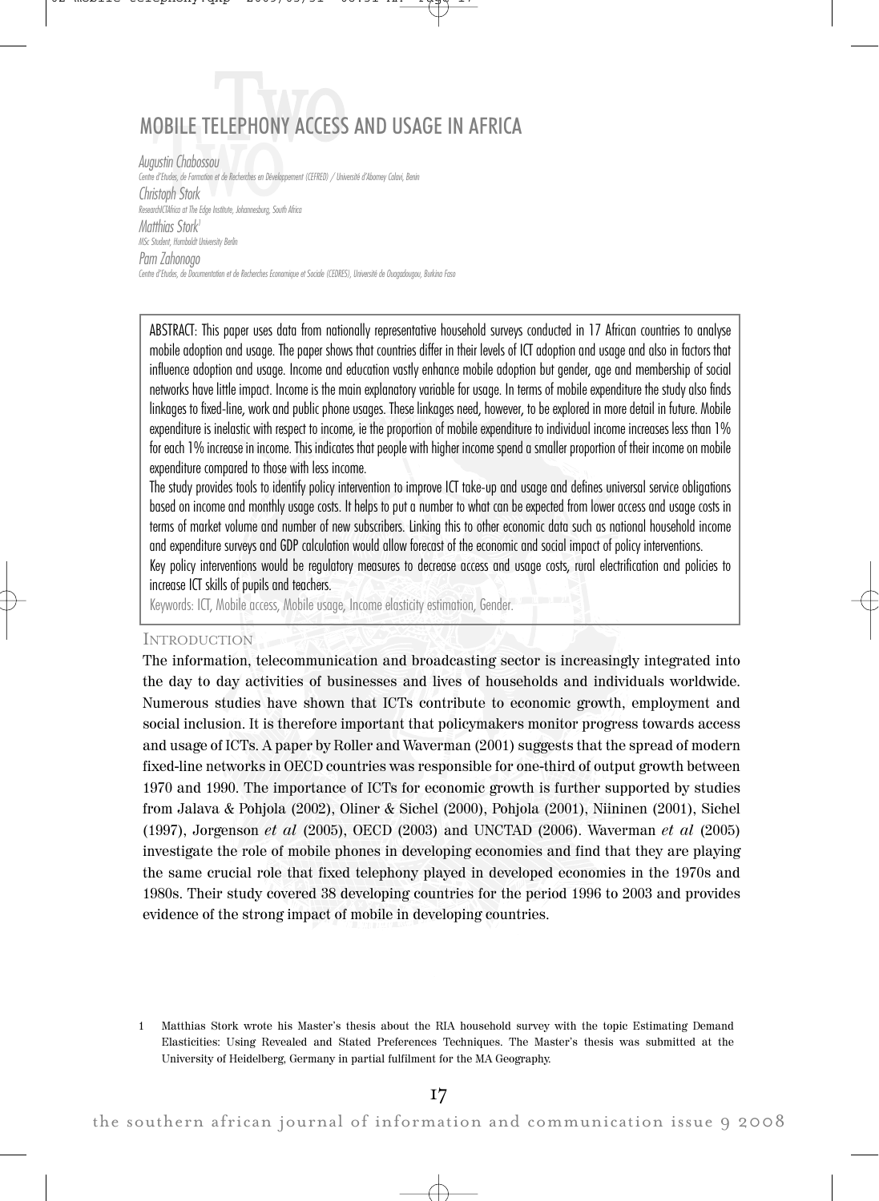# MOBILE TELEPHONY ACCESS AND USAGE IN AFRICA

*Augustin Chabossou*
Centre d'Etudes, de Formation et de Recherches en Développement (CEFRED) / Université d'Abomey Calavi, Benin

*Christoph Stork*
ResearchICTAfrica at The Edge Institute, Johannesburg, South Africa

*Matthias Stork*[1]
MSc Student, Humboldt University Berlin

*Pam Zahonogo*
Centre d'Etudes, de Documentation et de Recherches Economique et Sociale (CEDRES), Université de Ouagadougou, Burkina Faso

ABSTRACT: This paper uses data from nationally representative household surveys conducted in 17 African countries to analyse mobile adoption and usage. The paper shows that countries differ in their levels of ICT adoption and usage and also in factors that influence adoption and usage. Income and education vastly enhance mobile adoption but gender, age and membership of social networks have little impact. Income is the main explanatory variable for usage. In terms of mobile expenditure the study also finds linkages to fixed-line, work and public phone usages. These linkages need, however, to be explored in more detail in future. Mobile expenditure is inelastic with respect to income, ie the proportion of mobile expenditure to individual income increases less than 1% for each 1% increase in income. This indicates that people with higher income spend a smaller proportion of their income on mobile expenditure compared to those with less income.

The study provides tools to identify policy intervention to improve ICT take-up and usage and defines universal service obligations based on income and monthly usage costs. It helps to put a number to what can be expected from lower access and usage costs in terms of market volume and number of new subscribers. Linking this to other economic data such as national household income and expenditure surveys and GDP calculation would allow forecast of the economic and social impact of policy interventions.

Key policy interventions would be regulatory measures to decrease access and usage costs, rural electrification and policies to increase ICT skills of pupils and teachers.

Keywords: ICT, Mobile access, Mobile usage, Income elasticity estimation, Gender.

## INTRODUCTION

The information, telecommunication and broadcasting sector is increasingly integrated into the day to day activities of businesses and lives of households and individuals worldwide. Numerous studies have shown that ICTs contribute to economic growth, employment and social inclusion. It is therefore important that policymakers monitor progress towards access and usage of ICTs. A paper by Roller and Waverman (2001) suggests that the spread of modern fixed-line networks in OECD countries was responsible for one-third of output growth between 1970 and 1990. The importance of ICTs for economic growth is further supported by studies from Jalava & Pohjola (2002), Oliner & Sichel (2000), Pohjola (2001), Niininen (2001), Sichel (1997), Jorgenson *et al* (2005), OECD (2003) and UNCTAD (2006). Waverman *et al* (2005) investigate the role of mobile phones in developing economies and find that they are playing the same crucial role that fixed telephony played in developed economies in the 1970s and 1980s. Their study covered 38 developing countries for the period 1996 to 2003 and provides evidence of the strong impact of mobile in developing countries.

1 Matthias Stork wrote his Master's thesis about the RIA household survey with the topic Estimating Demand Elasticities: Using Revealed and Stated Preferences Techniques. The Master's thesis was submitted at the University of Heidelberg, Germany in partial fulfilment for the MA Geography.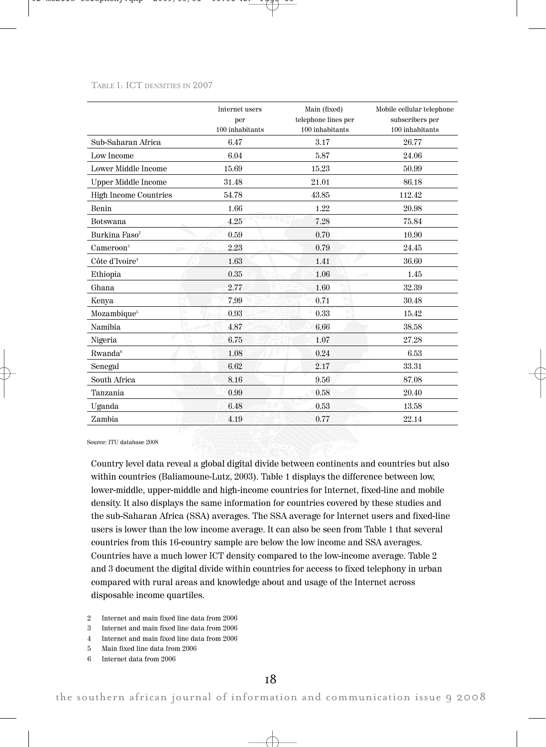TABLE 1: ICT DENSITIES IN 2007

| | Internet users per 100 inhabitants | Main (fixed) telephone lines per 100 inhabitants | Mobile cellular telephone subscribers per 100 inhabitants |
|---|---|---|---|
| Sub-Saharan Africa | 6.47 | 3.17 | 26.77 |
| Low Income | 6.04 | 5.87 | 24.06 |
| Lower Middle Income | 15.69 | 15.23 | 50.99 |
| Upper Middle Income | 31.48 | 21.01 | 86.18 |
| High Income Countries | 54.78 | 43.85 | 112.42 |
| Benin | 1.66 | 1.22 | 20.98 |
| Botswana | 4.25 | 7.28 | 75.84 |
| Burkina Faso[2] | 0.59 | 0.70 | 10.90 |
| Cameroon[3] | 2.23 | 0.79 | 24.45 |
| Côte d'Ivoire[4] | 1.63 | 1.41 | 36.60 |
| Ethiopia | 0.35 | 1.06 | 1.45 |
| Ghana | 2.77 | 1.60 | 32.39 |
| Kenya | 7.99 | 0.71 | 30.48 |
| Mozambique[5] | 0.93 | 0.33 | 15.42 |
| Namibia | 4.87 | 6.66 | 38.58 |
| Nigeria | 6.75 | 1.07 | 27.28 |
| Rwanda[6] | 1.08 | 0.24 | 6.53 |
| Senegal | 6.62 | 2.17 | 33.31 |
| South Africa | 8.16 | 9.56 | 87.08 |
| Tanzania | 0.99 | 0.58 | 20.40 |
| Uganda | 6.48 | 0.53 | 13.58 |
| Zambia | 4.19 | 0.77 | 22.14 |

Source: ITU database 2008

Country level data reveal a global digital divide between continents and countries but also within countries (Baliamoune-Lutz, 2003). Table 1 displays the difference between low, lower-middle, upper-middle and high-income countries for Internet, fixed-line and mobile density. It also displays the same information for countries covered by these studies and the sub-Saharan Africa (SSA) averages. The SSA average for Internet users and fixed-line users is lower than the low income average. It can also be seen from Table 1 that several countries from this 16-country sample are below the low income and SSA averages. Countries have a much lower ICT density compared to the low-income average. Table 2 and 3 document the digital divide within countries for access to fixed telephony in urban compared with rural areas and knowledge about and usage of the Internet across disposable income quartiles.

2 Internet and main fixed line data from 2006

3 Internet and main fixed line data from 2006

4 Internet and main fixed line data from 2006

5 Main fixed line data from 2006

6 Internet data from 2006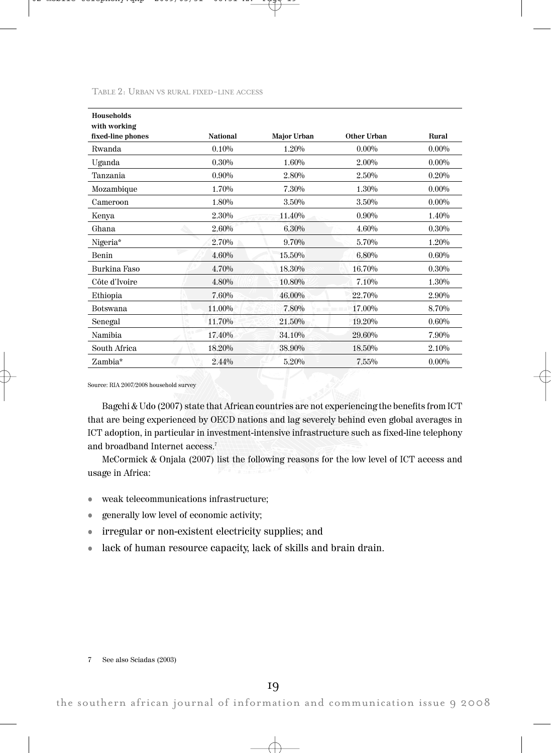Table 2: Urban vs rural fixed-line access

| Households with working fixed-line phones | National | Major Urban | Other Urban | Rural |
|---|---|---|---|---|
| Rwanda | 0.10% | 1.20% | 0.00% | 0.00% |
| Uganda | 0.30% | 1.60% | 2.00% | 0.00% |
| Tanzania | 0.90% | 2.80% | 2.50% | 0.20% |
| Mozambique | 1.70% | 7.30% | 1.30% | 0.00% |
| Cameroon | 1.80% | 3.50% | 3.50% | 0.00% |
| Kenya | 2.30% | 11.40% | 0.90% | 1.40% |
| Ghana | 2.60% | 6.30% | 4.60% | 0.30% |
| Nigeria* | 2.70% | 9.70% | 5.70% | 1.20% |
| Benin | 4.60% | 15.50% | 6.80% | 0.60% |
| Burkina Faso | 4.70% | 18.30% | 16.70% | 0.30% |
| Côte d'Ivoire | 4.80% | 10.80% | 7.10% | 1.30% |
| Ethiopia | 7.60% | 46.00% | 22.70% | 2.90% |
| Botswana | 11.00% | 7.80% | 17.00% | 8.70% |
| Senegal | 11.70% | 21.50% | 19.20% | 0.60% |
| Namibia | 17.40% | 34.10% | 29.60% | 7.90% |
| South Africa | 18.20% | 38.90% | 18.50% | 2.10% |
| Zambia* | 2.44% | 5.20% | 7.55% | 0.00% |

Source: RIA 2007/2008 household survey

Bagchi & Udo (2007) state that African countries are not experiencing the benefits from ICT that are being experienced by OECD nations and lag severely behind even global averages in ICT adoption, in particular in investment-intensive infrastructure such as fixed-line telephony and broadband Internet access.[7]

McCormick & Onjala (2007) list the following reasons for the low level of ICT access and usage in Africa:

- weak telecommunications infrastructure;
- generally low level of economic activity;
- irregular or non-existent electricity supplies; and
- lack of human resource capacity, lack of skills and brain drain.

7 See also Sciadas (2003)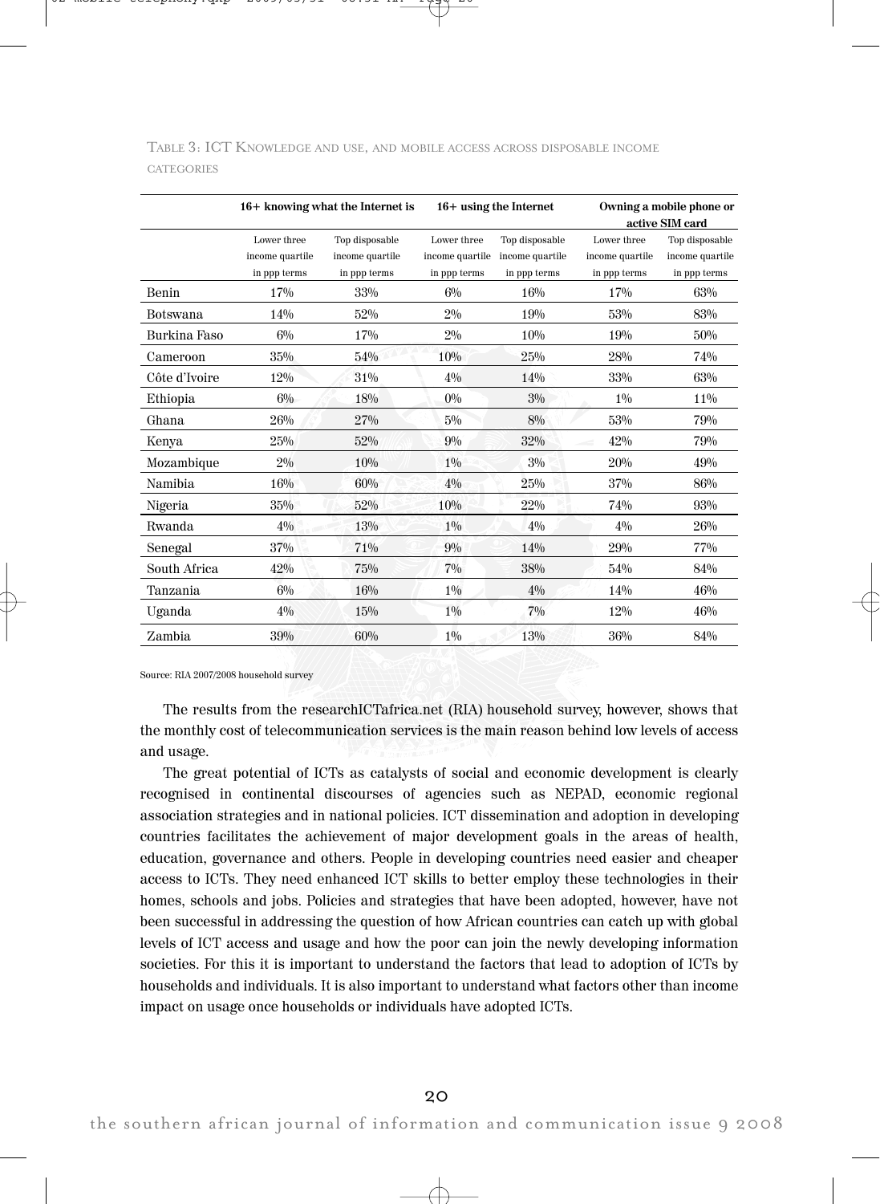TABLE 3: ICT KNOWLEDGE AND USE, AND MOBILE ACCESS ACROSS DISPOSABLE INCOME CATEGORIES

| | 16+ knowing what the Internet is | | 16+ using the Internet | | Owning a mobile phone or active SIM card | |
|---|---|---|---|---|---|---|
| | Lower three income quartile in ppp terms | Top disposable income quartile in ppp terms | Lower three income quartile in ppp terms | Top disposable income quartile in ppp terms | Lower three income quartile in ppp terms | Top disposable income quartile in ppp terms |
| Benin | 17% | 33% | 6% | 16% | 17% | 63% |
| Botswana | 14% | 52% | 2% | 19% | 53% | 83% |
| Burkina Faso | 6% | 17% | 2% | 10% | 19% | 50% |
| Cameroon | 35% | 54% | 10% | 25% | 28% | 74% |
| Côte d'Ivoire | 12% | 31% | 4% | 14% | 33% | 63% |
| Ethiopia | 6% | 18% | 0% | 3% | 1% | 11% |
| Ghana | 26% | 27% | 5% | 8% | 53% | 79% |
| Kenya | 25% | 52% | 9% | 32% | 42% | 79% |
| Mozambique | 2% | 10% | 1% | 3% | 20% | 49% |
| Namibia | 16% | 60% | 4% | 25% | 37% | 86% |
| Nigeria | 35% | 52% | 10% | 22% | 74% | 93% |
| Rwanda | 4% | 13% | 1% | 4% | 4% | 26% |
| Senegal | 37% | 71% | 9% | 14% | 29% | 77% |
| South Africa | 42% | 75% | 7% | 38% | 54% | 84% |
| Tanzania | 6% | 16% | 1% | 4% | 14% | 46% |
| Uganda | 4% | 15% | 1% | 7% | 12% | 46% |
| Zambia | 39% | 60% | 1% | 13% | 36% | 84% |

Source: RIA 2007/2008 household survey

The results from the researchICTafrica.net (RIA) household survey, however, shows that the monthly cost of telecommunication services is the main reason behind low levels of access and usage.

The great potential of ICTs as catalysts of social and economic development is clearly recognised in continental discourses of agencies such as NEPAD, economic regional association strategies and in national policies. ICT dissemination and adoption in developing countries facilitates the achievement of major development goals in the areas of health, education, governance and others. People in developing countries need easier and cheaper access to ICTs. They need enhanced ICT skills to better employ these technologies in their homes, schools and jobs. Policies and strategies that have been adopted, however, have not been successful in addressing the question of how African countries can catch up with global levels of ICT access and usage and how the poor can join the newly developing information societies. For this it is important to understand the factors that lead to adoption of ICTs by households and individuals. It is also important to understand what factors other than income impact on usage once households or individuals have adopted ICTs.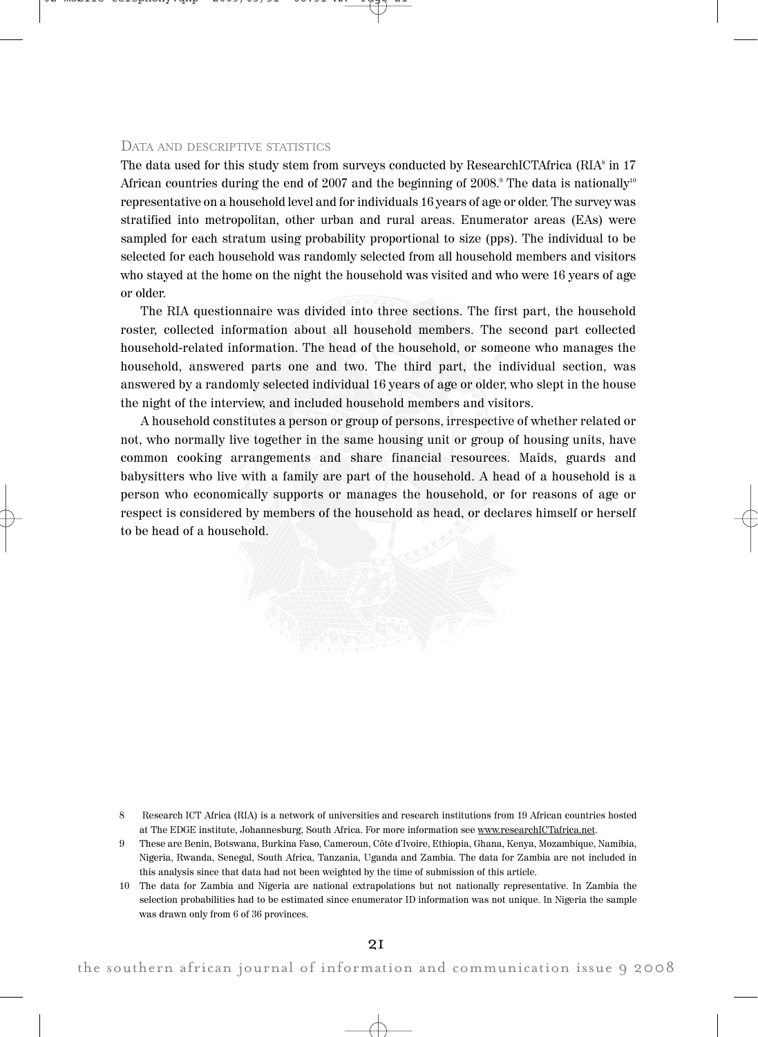## Data and descriptive statistics

The data used for this study stem from surveys conducted by ResearchICTAfrica (RIA[8] in 17 African countries during the end of 2007 and the beginning of 2008.[9] The data is nationally[10] representative on a household level and for individuals 16 years of age or older. The survey was stratified into metropolitan, other urban and rural areas. Enumerator areas (EAs) were sampled for each stratum using probability proportional to size (pps). The individual to be selected for each household was randomly selected from all household members and visitors who stayed at the home on the night the household was visited and who were 16 years of age or older.

The RIA questionnaire was divided into three sections. The first part, the household roster, collected information about all household members. The second part collected household-related information. The head of the household, or someone who manages the household, answered parts one and two. The third part, the individual section, was answered by a randomly selected individual 16 years of age or older, who slept in the house the night of the interview, and included household members and visitors.

A household constitutes a person or group of persons, irrespective of whether related or not, who normally live together in the same housing unit or group of housing units, have common cooking arrangements and share financial resources. Maids, guards and babysitters who live with a family are part of the household. A head of a household is a person who economically supports or manages the household, or for reasons of age or respect is considered by members of the household as head, or declares himself or herself to be head of a household.

8 Research ICT Africa (RIA) is a network of universities and research institutions from 19 African countries hosted at The EDGE institute, Johannesburg, South Africa. For more information see www.researchICTafrica.net.

9 These are Benin, Botswana, Burkina Faso, Cameroun, Côte d'Ivoire, Ethiopia, Ghana, Kenya, Mozambique, Namibia, Nigeria, Rwanda, Senegal, South Africa, Tanzania, Uganda and Zambia. The data for Zambia are not included in this analysis since that data had not been weighted by the time of submission of this article.

10 The data for Zambia and Nigeria are national extrapolations but not nationally representative. In Zambia the selection probabilities had to be estimated since enumerator ID information was not unique. In Nigeria the sample was drawn only from 6 of 36 provinces.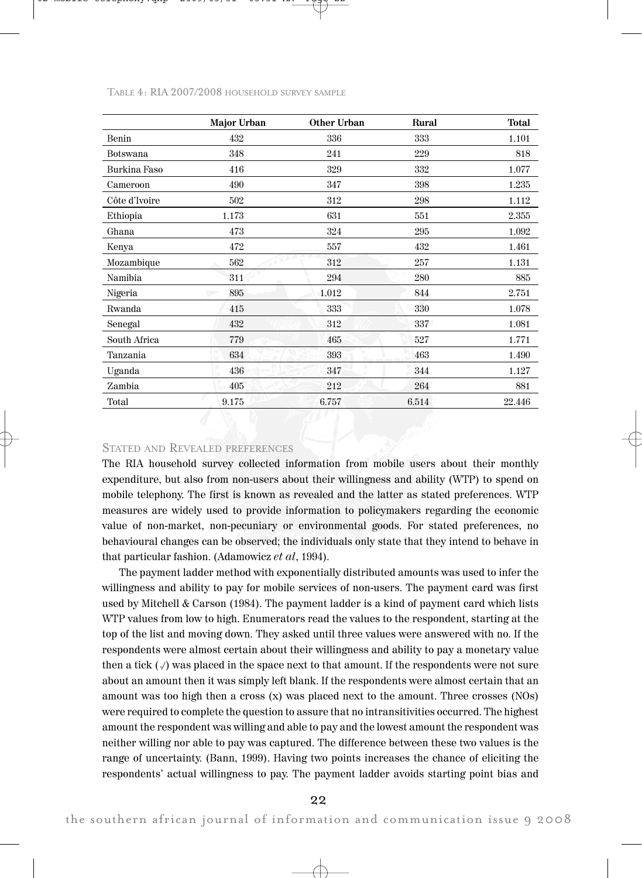TABLE 4: RIA 2007/2008 HOUSEHOLD SURVEY SAMPLE

| | Major Urban | Other Urban | Rural | Total |
|---|---|---|---|---|
| Benin | 432 | 336 | 333 | 1.101 |
| Botswana | 348 | 241 | 229 | 818 |
| Burkina Faso | 416 | 329 | 332 | 1.077 |
| Cameroon | 490 | 347 | 398 | 1.235 |
| Côte d'Ivoire | 502 | 312 | 298 | 1.112 |
| Ethiopia | 1.173 | 631 | 551 | 2.355 |
| Ghana | 473 | 324 | 295 | 1.092 |
| Kenya | 472 | 557 | 432 | 1.461 |
| Mozambique | 562 | 312 | 257 | 1.131 |
| Namibia | 311 | 294 | 280 | 885 |
| Nigeria | 895 | 1.012 | 844 | 2.751 |
| Rwanda | 415 | 333 | 330 | 1.078 |
| Senegal | 432 | 312 | 337 | 1.081 |
| South Africa | 779 | 465 | 527 | 1.771 |
| Tanzania | 634 | 393 | 463 | 1.490 |
| Uganda | 436 | 347 | 344 | 1.127 |
| Zambia | 405 | 212 | 264 | 881 |
| Total | 9.175 | 6.757 | 6.514 | 22.446 |

## STATED AND REVEALED PREFERENCES

The RIA household survey collected information from mobile users about their monthly expenditure, but also from non-users about their willingness and ability (WTP) to spend on mobile telephony. The first is known as revealed and the latter as stated preferences. WTP measures are widely used to provide information to policymakers regarding the economic value of non-market, non-pecuniary or environmental goods. For stated preferences, no behavioural changes can be observed; the individuals only state that they intend to behave in that particular fashion. (Adamowicz *et al*, 1994).

The payment ladder method with exponentially distributed amounts was used to infer the willingness and ability to pay for mobile services of non-users. The payment card was first used by Mitchell & Carson (1984). The payment ladder is a kind of payment card which lists WTP values from low to high. Enumerators read the values to the respondent, starting at the top of the list and moving down. They asked until three values were answered with no. If the respondents were almost certain about their willingness and ability to pay a monetary value then a tick (✓) was placed in the space next to that amount. If the respondents were not sure about an amount then it was simply left blank. If the respondents were almost certain that an amount was too high then a cross (x) was placed next to the amount. Three crosses (NOs) were required to complete the question to assure that no intransitivities occurred. The highest amount the respondent was willing and able to pay and the lowest amount the respondent was neither willing nor able to pay was captured. The difference between these two values is the range of uncertainty. (Bann, 1999). Having two points increases the chance of eliciting the respondents' actual willingness to pay. The payment ladder avoids starting point bias and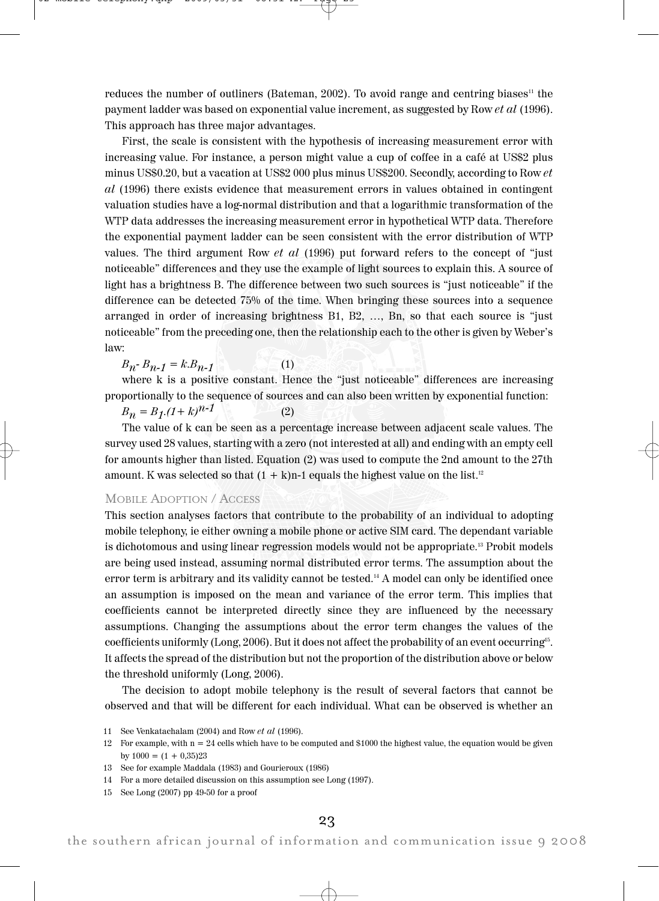reduces the number of outliners (Bateman, 2002). To avoid range and centring biases[11] the payment ladder was based on exponential value increment, as suggested by Row *et al* (1996). This approach has three major advantages.

First, the scale is consistent with the hypothesis of increasing measurement error with increasing value. For instance, a person might value a cup of coffee in a café at US$2 plus minus US$0.20, but a vacation at US$2 000 plus minus US$200. Secondly, according to Row *et al* (1996) there exists evidence that measurement errors in values obtained in contingent valuation studies have a log-normal distribution and that a logarithmic transformation of the WTP data addresses the increasing measurement error in hypothetical WTP data. Therefore the exponential payment ladder can be seen consistent with the error distribution of WTP values. The third argument Row *et al* (1996) put forward refers to the concept of "just noticeable" differences and they use the example of light sources to explain this. A source of light has a brightness B. The difference between two such sources is "just noticeable" if the difference can be detected 75% of the time. When bringing these sources into a sequence arranged in order of increasing brightness B1, B2, …, Bn, so that each source is "just noticeable" from the preceding one, then the relationship each to the other is given by Weber's law:

$$B_n - B_{n-1} = k.B_{n-1} \qquad (1)$$

where k is a positive constant. Hence the "just noticeable" differences are increasing proportionally to the sequence of sources and can also been written by exponential function:

$$B_n = B_1.(1+k)^{n-1} \qquad (2)$$

The value of k can be seen as a percentage increase between adjacent scale values. The survey used 28 values, starting with a zero (not interested at all) and ending with an empty cell for amounts higher than listed. Equation (2) was used to compute the 2nd amount to the 27th amount. K was selected so that (1 + k)n-1 equals the highest value on the list.[12]

## Mobile Adoption / Access

This section analyses factors that contribute to the probability of an individual to adopting mobile telephony, ie either owning a mobile phone or active SIM card. The dependant variable is dichotomous and using linear regression models would not be appropriate.[13] Probit models are being used instead, assuming normal distributed error terms. The assumption about the error term is arbitrary and its validity cannot be tested.[14] A model can only be identified once an assumption is imposed on the mean and variance of the error term. This implies that coefficients cannot be interpreted directly since they are influenced by the necessary assumptions. Changing the assumptions about the error term changes the values of the coefficients uniformly (Long, 2006). But it does not affect the probability of an event occurring[15]. It affects the spread of the distribution but not the proportion of the distribution above or below the threshold uniformly (Long, 2006).

The decision to adopt mobile telephony is the result of several factors that cannot be observed and that will be different for each individual. What can be observed is whether an

11 See Venkatachalam (2004) and Row *et al* (1996).

12 For example, with n = 24 cells which have to be computed and $1000 the highest value, the equation would be given by 1000 = (1 + 0,35)23

13 See for example Maddala (1983) and Gourieroux (1986)

14 For a more detailed discussion on this assumption see Long (1997).

15 See Long (2007) pp 49-50 for a proof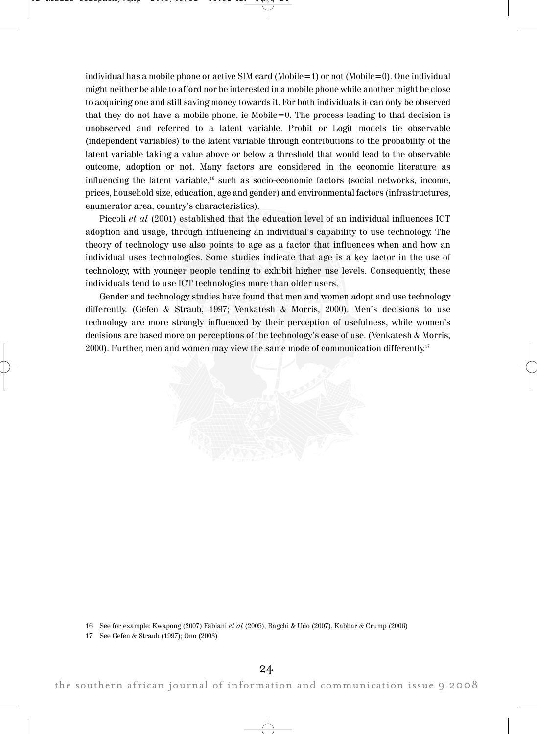individual has a mobile phone or active SIM card (Mobile=1) or not (Mobile=0). One individual might neither be able to afford nor be interested in a mobile phone while another might be close to acquiring one and still saving money towards it. For both individuals it can only be observed that they do not have a mobile phone, ie Mobile=0. The process leading to that decision is unobserved and referred to a latent variable. Probit or Logit models tie observable (independent variables) to the latent variable through contributions to the probability of the latent variable taking a value above or below a threshold that would lead to the observable outcome, adoption or not. Many factors are considered in the economic literature as influencing the latent variable,[16] such as socio-economic factors (social networks, income, prices, household size, education, age and gender) and environmental factors (infrastructures, enumerator area, country's characteristics).

Piccoli *et al* (2001) established that the education level of an individual influences ICT adoption and usage, through influencing an individual's capability to use technology. The theory of technology use also points to age as a factor that influences when and how an individual uses technologies. Some studies indicate that age is a key factor in the use of technology, with younger people tending to exhibit higher use levels. Consequently, these individuals tend to use ICT technologies more than older users.

Gender and technology studies have found that men and women adopt and use technology differently. (Gefen & Straub, 1997; Venkatesh & Morris, 2000). Men's decisions to use technology are more strongly influenced by their perception of usefulness, while women's decisions are based more on perceptions of the technology's ease of use. (Venkatesh & Morris, 2000). Further, men and women may view the same mode of communication differently.[17]

16 See for example: Kwapong (2007) Fabiani *et al* (2005), Bagchi & Udo (2007), Kabbar & Crump (2006)

17 See Gefen & Straub (1997); Ono (2003)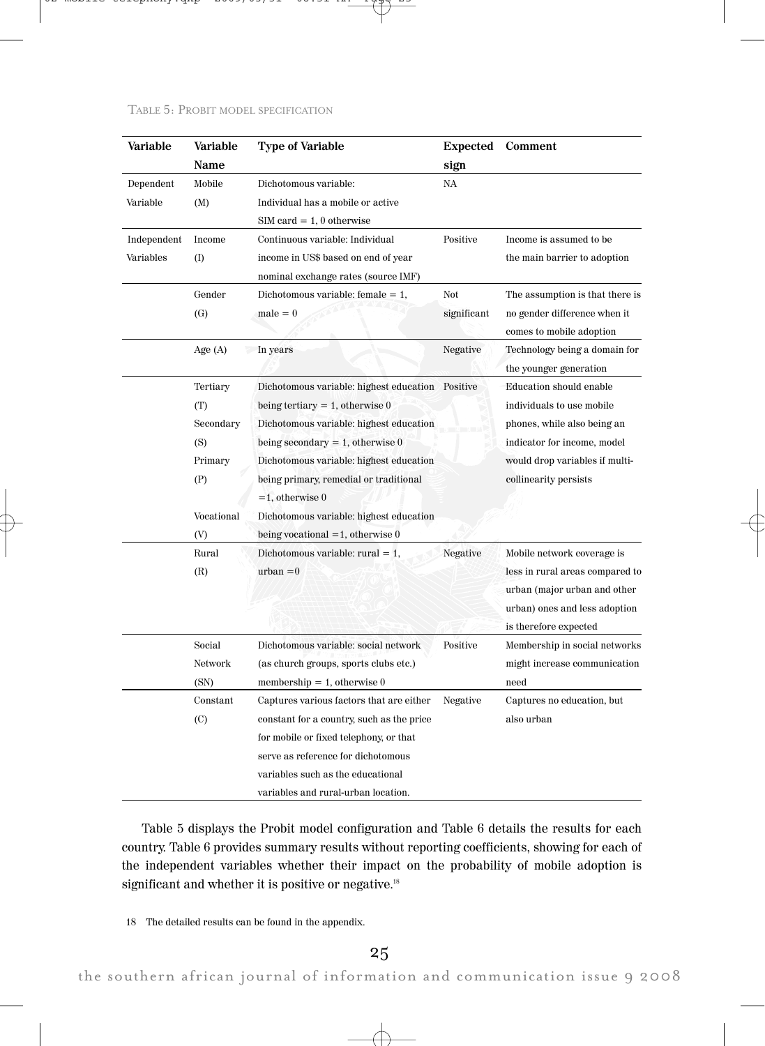TABLE 5: PROBIT MODEL SPECIFICATION

| Variable | Variable Name | Type of Variable | Expected sign | Comment |
|---|---|---|---|---|
| Dependent Variable | Mobile (M) | Dichotomous variable: Individual has a mobile or active SIM card = 1, 0 otherwise | NA | |
| Independent Variables | Income (I) | Continuous variable: Individual income in US$ based on end of year nominal exchange rates (source IMF) | Positive | Income is assumed to be the main barrier to adoption |
| | Gender (G) | Dichotomous variable: female = 1, male = 0 | Not significant | The assumption is that there is no gender difference when it comes to mobile adoption |
| | Age (A) | In years | Negative | Technology being a domain for the younger generation |
| | Tertiary (T) | Dichotomous variable: highest education being tertiary = 1, otherwise 0 | Positive | Education should enable individuals to use mobile phones, while also being an indicator for income, model would drop variables if multi-collinearity persists |
| | Secondary (S) | Dichotomous variable: highest education being secondary = 1, otherwise 0 | | |
| | Primary (P) | Dichotomous variable: highest education being primary, remedial or traditional =1, otherwise 0 | | |
| | Vocational (V) | Dichotomous variable: highest education being vocational =1, otherwise 0 | | |
| | Rural (R) | Dichotomous variable: rural = 1, urban =0 | Negative | Mobile network coverage is less in rural areas compared to urban (major urban and other urban) ones and less adoption is therefore expected |
| | Social Network (SN) | Dichotomous variable: social network (as church groups, sports clubs etc.) membership = 1, otherwise 0 | Positive | Membership in social networks might increase communication need |
| | Constant (C) | Captures various factors that are either constant for a country, such as the price for mobile or fixed telephony, or that serve as reference for dichotomous variables such as the educational variables and rural-urban location. | Negative | Captures no education, but also urban |

Table 5 displays the Probit model configuration and Table 6 details the results for each country. Table 6 provides summary results without reporting coefficients, showing for each of the independent variables whether their impact on the probability of mobile adoption is significant and whether it is positive or negative.[18]

[18] The detailed results can be found in the appendix.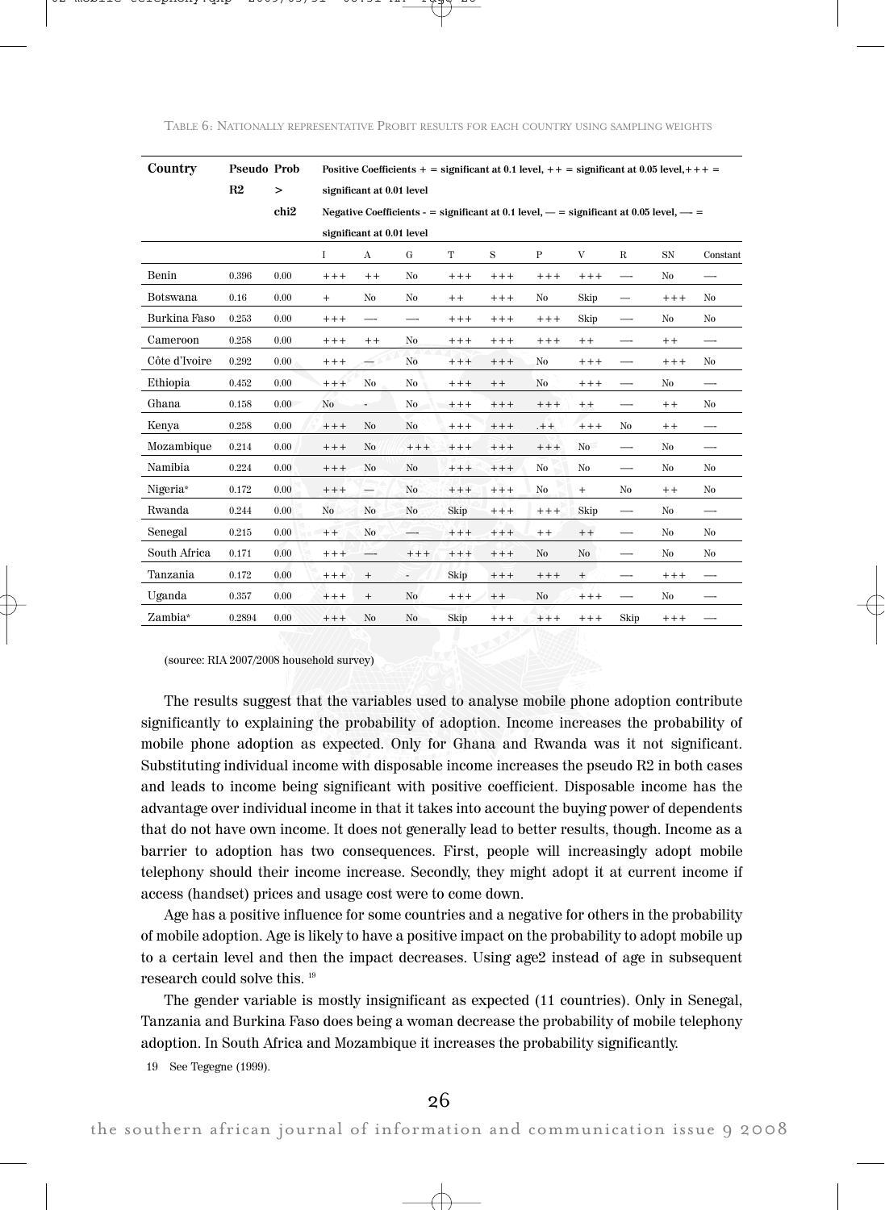TABLE 6: NATIONALLY REPRESENTATIVE PROBIT RESULTS FOR EACH COUNTRY USING SAMPLING WEIGHTS

| Country | Pseudo R2 | Prob > chi2 | Positive Coefficients + = significant at 0.1 level, ++ = significant at 0.05 level,+++ = significant at 0.01 level. Negative Coefficients - = significant at 0.1 level, — = significant at 0.05 level, —- = significant at 0.01 level | | | | | | | | | |
|---|---|---|---|---|---|---|---|---|---|---|---|---|
| | | | I | A | G | T | S | P | V | R | SN | Constant |
| Benin | 0.396 | 0.00 | +++ | ++ | No | +++ | +++ | +++ | +++ | —- | No | —- |
| Botswana | 0.16 | 0.00 | + | No | No | ++ | +++ | No | Skip | — | +++ | No |
| Burkina Faso | 0.253 | 0.00 | +++ | —- | —- | +++ | +++ | +++ | Skip | —- | No | No |
| Cameroon | 0.258 | 0.00 | +++ | ++ | No | +++ | +++ | +++ | ++ | —- | ++ | —- |
| Côte d'Ivoire | 0.292 | 0.00 | +++ | — | No | +++ | +++ | No | +++ | —- | +++ | No |
| Ethiopia | 0.452 | 0.00 | +++ | No | No | +++ | ++ | No | +++ | —- | No | —- |
| Ghana | 0.158 | 0.00 | No | - | No | +++ | +++ | +++ | ++ | —- | ++ | No |
| Kenya | 0.258 | 0.00 | +++ | No | No | +++ | +++ | .++ | +++ | No | ++ | —- |
| Mozambique | 0.214 | 0.00 | +++ | No | +++ | +++ | +++ | +++ | No | —- | No | —- |
| Namibia | 0.224 | 0.00 | +++ | No | No | +++ | +++ | No | No | —- | No | No |
| Nigeria* | 0.172 | 0.00 | +++ | — | No | +++ | +++ | No | + | No | ++ | No |
| Rwanda | 0.244 | 0.00 | No | No | No | Skip | +++ | +++ | Skip | —- | No | —- |
| Senegal | 0.215 | 0.00 | ++ | No | —- | +++ | +++ | ++ | ++ | —- | No | No |
| South Africa | 0.171 | 0.00 | +++ | —- | +++ | +++ | +++ | No | No | —- | No | No |
| Tanzania | 0.172 | 0.00 | +++ | + | - | Skip | +++ | +++ | + | —- | +++ | —- |
| Uganda | 0.357 | 0.00 | +++ | + | No | +++ | ++ | No | +++ | —- | No | —- |
| Zambia* | 0.2894 | 0.00 | +++ | No | No | Skip | +++ | +++ | +++ | Skip | +++ | —- |

(source: RIA 2007/2008 household survey)

The results suggest that the variables used to analyse mobile phone adoption contribute significantly to explaining the probability of adoption. Income increases the probability of mobile phone adoption as expected. Only for Ghana and Rwanda was it not significant. Substituting individual income with disposable income increases the pseudo R2 in both cases and leads to income being significant with positive coefficient. Disposable income has the advantage over individual income in that it takes into account the buying power of dependents that do not have own income. It does not generally lead to better results, though. Income as a barrier to adoption has two consequences. First, people will increasingly adopt mobile telephony should their income increase. Secondly, they might adopt it at current income if access (handset) prices and usage cost were to come down.

Age has a positive influence for some countries and a negative for others in the probability of mobile adoption. Age is likely to have a positive impact on the probability to adopt mobile up to a certain level and then the impact decreases. Using age2 instead of age in subsequent research could solve this. [19]

The gender variable is mostly insignificant as expected (11 countries). Only in Senegal, Tanzania and Burkina Faso does being a woman decrease the probability of mobile telephony adoption. In South Africa and Mozambique it increases the probability significantly.

19 See Tegegne (1999).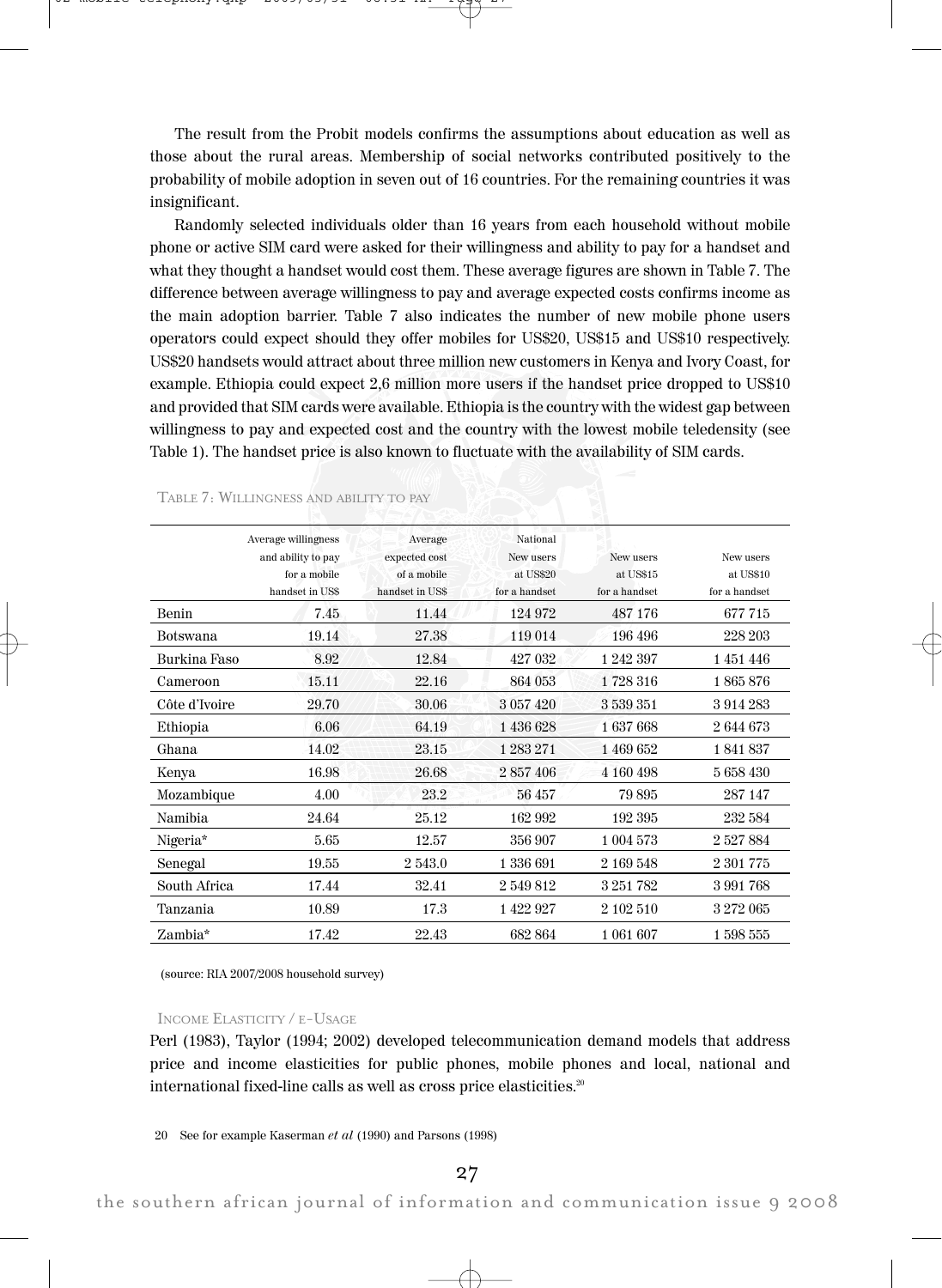The result from the Probit models confirms the assumptions about education as well as those about the rural areas. Membership of social networks contributed positively to the probability of mobile adoption in seven out of 16 countries. For the remaining countries it was insignificant.

Randomly selected individuals older than 16 years from each household without mobile phone or active SIM card were asked for their willingness and ability to pay for a handset and what they thought a handset would cost them. These average figures are shown in Table 7. The difference between average willingness to pay and average expected costs confirms income as the main adoption barrier. Table 7 also indicates the number of new mobile phone users operators could expect should they offer mobiles for US$20, US$15 and US$10 respectively. US$20 handsets would attract about three million new customers in Kenya and Ivory Coast, for example. Ethiopia could expect 2,6 million more users if the handset price dropped to US$10 and provided that SIM cards were available. Ethiopia is the country with the widest gap between willingness to pay and expected cost and the country with the lowest mobile teledensity (see Table 1). The handset price is also known to fluctuate with the availability of SIM cards.

TABLE 7: WILLINGNESS AND ABILITY TO PAY

| | Average willingness and ability to pay for a mobile handset in US$ | Average expected cost of a mobile handset in US$ | National New users at US$20 for a handset | New users at US$15 for a handset | New users at US$10 for a handset |
|---|---|---|---|---|---|
| Benin | 7.45 | 11.44 | 124 972 | 487 176 | 677 715 |
| Botswana | 19.14 | 27.38 | 119 014 | 196 496 | 228 203 |
| Burkina Faso | 8.92 | 12.84 | 427 032 | 1 242 397 | 1 451 446 |
| Cameroon | 15.11 | 22.16 | 864 053 | 1 728 316 | 1 865 876 |
| Côte d'Ivoire | 29.70 | 30.06 | 3 057 420 | 3 539 351 | 3 914 283 |
| Ethiopia | 6.06 | 64.19 | 1 436 628 | 1 637 668 | 2 644 673 |
| Ghana | 14.02 | 23.15 | 1 283 271 | 1 469 652 | 1 841 837 |
| Kenya | 16.98 | 26.68 | 2 857 406 | 4 160 498 | 5 658 430 |
| Mozambique | 4.00 | 23.2 | 56 457 | 79 895 | 287 147 |
| Namibia | 24.64 | 25.12 | 162 992 | 192 395 | 232 584 |
| Nigeria* | 5.65 | 12.57 | 356 907 | 1 004 573 | 2 527 884 |
| Senegal | 19.55 | 2 543.0 | 1 336 691 | 2 169 548 | 2 301 775 |
| South Africa | 17.44 | 32.41 | 2 549 812 | 3 251 782 | 3 991 768 |
| Tanzania | 10.89 | 17.3 | 1 422 927 | 2 102 510 | 3 272 065 |
| Zambia* | 17.42 | 22.43 | 682 864 | 1 061 607 | 1 598 555 |

(source: RIA 2007/2008 household survey)

INCOME ELASTICITY / E-USAGE

Perl (1983), Taylor (1994; 2002) developed telecommunication demand models that address price and income elasticities for public phones, mobile phones and local, national and international fixed-line calls as well as cross price elasticities.[20]

20 See for example Kaserman *et al* (1990) and Parsons (1998)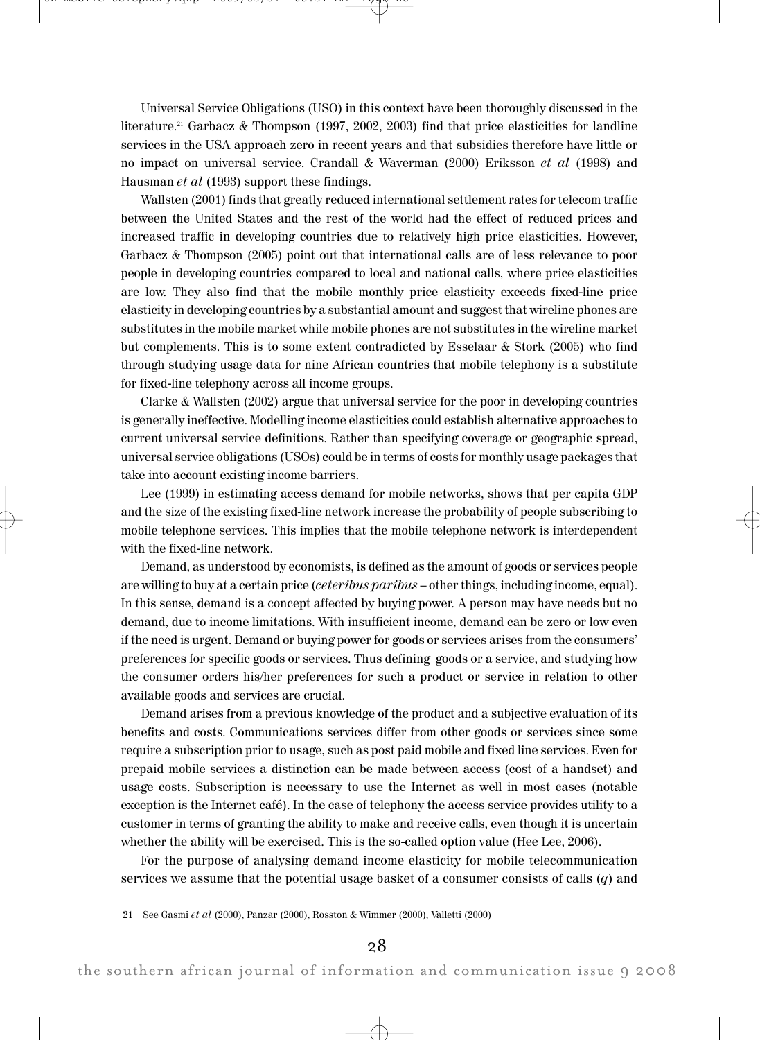Universal Service Obligations (USO) in this context have been thoroughly discussed in the literature.[21] Garbacz & Thompson (1997, 2002, 2003) find that price elasticities for landline services in the USA approach zero in recent years and that subsidies therefore have little or no impact on universal service. Crandall & Waverman (2000) Eriksson *et al* (1998) and Hausman *et al* (1993) support these findings.

Wallsten (2001) finds that greatly reduced international settlement rates for telecom traffic between the United States and the rest of the world had the effect of reduced prices and increased traffic in developing countries due to relatively high price elasticities. However, Garbacz & Thompson (2005) point out that international calls are of less relevance to poor people in developing countries compared to local and national calls, where price elasticities are low. They also find that the mobile monthly price elasticity exceeds fixed-line price elasticity in developing countries by a substantial amount and suggest that wireline phones are substitutes in the mobile market while mobile phones are not substitutes in the wireline market but complements. This is to some extent contradicted by Esselaar & Stork (2005) who find through studying usage data for nine African countries that mobile telephony is a substitute for fixed-line telephony across all income groups.

Clarke & Wallsten (2002) argue that universal service for the poor in developing countries is generally ineffective. Modelling income elasticities could establish alternative approaches to current universal service definitions. Rather than specifying coverage or geographic spread, universal service obligations (USOs) could be in terms of costs for monthly usage packages that take into account existing income barriers.

Lee (1999) in estimating access demand for mobile networks, shows that per capita GDP and the size of the existing fixed-line network increase the probability of people subscribing to mobile telephone services. This implies that the mobile telephone network is interdependent with the fixed-line network.

Demand, as understood by economists, is defined as the amount of goods or services people are willing to buy at a certain price (*ceteribus paribus* – other things, including income, equal). In this sense, demand is a concept affected by buying power. A person may have needs but no demand, due to income limitations. With insufficient income, demand can be zero or low even if the need is urgent. Demand or buying power for goods or services arises from the consumers' preferences for specific goods or services. Thus defining goods or a service, and studying how the consumer orders his/her preferences for such a product or service in relation to other available goods and services are crucial.

Demand arises from a previous knowledge of the product and a subjective evaluation of its benefits and costs. Communications services differ from other goods or services since some require a subscription prior to usage, such as post paid mobile and fixed line services. Even for prepaid mobile services a distinction can be made between access (cost of a handset) and usage costs. Subscription is necessary to use the Internet as well in most cases (notable exception is the Internet café). In the case of telephony the access service provides utility to a customer in terms of granting the ability to make and receive calls, even though it is uncertain whether the ability will be exercised. This is the so-called option value (Hee Lee, 2006).

For the purpose of analysing demand income elasticity for mobile telecommunication services we assume that the potential usage basket of a consumer consists of calls ($q$) and

21 See Gasmi *et al* (2000), Panzar (2000), Rosston & Wimmer (2000), Valletti (2000)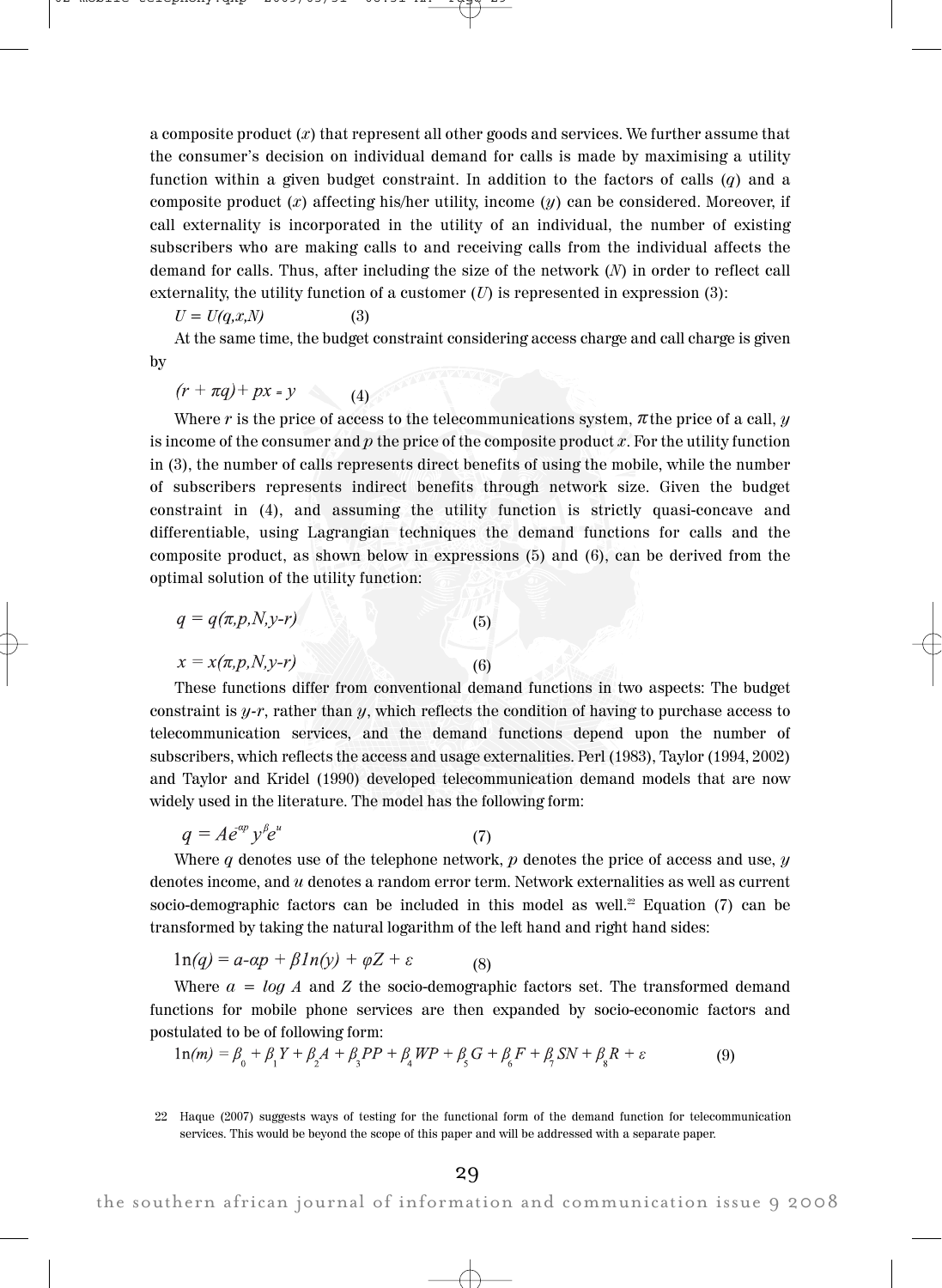a composite product ($x$) that represent all other goods and services. We further assume that the consumer's decision on individual demand for calls is made by maximising a utility function within a given budget constraint. In addition to the factors of calls ($q$) and a composite product ($x$) affecting his/her utility, income ($y$) can be considered. Moreover, if call externality is incorporated in the utility of an individual, the number of existing subscribers who are making calls to and receiving calls from the individual affects the demand for calls. Thus, after including the size of the network ($N$) in order to reflect call externality, the utility function of a customer ($U$) is represented in expression (3):

$$U = U(q,x,N) \qquad (3)$$

At the same time, the budget constraint considering access charge and call charge is given by

$$(r + \pi q) + px = y \qquad (4)$$

Where $r$ is the price of access to the telecommunications system, $\pi$ the price of a call, $y$ is income of the consumer and $p$ the price of the composite product $x$. For the utility function in (3), the number of calls represents direct benefits of using the mobile, while the number of subscribers represents indirect benefits through network size. Given the budget constraint in (4), and assuming the utility function is strictly quasi-concave and differentiable, using Lagrangian techniques the demand functions for calls and the composite product, as shown below in expressions (5) and (6), can be derived from the optimal solution of the utility function:

$$q = q(\pi,p,N,y\text{-}r) \qquad (5)$$

$$x = x(\pi,p,N,y\text{-}r) \qquad (6)$$

These functions differ from conventional demand functions in two aspects: The budget constraint is $y$-$r$, rather than $y$, which reflects the condition of having to purchase access to telecommunication services, and the demand functions depend upon the number of subscribers, which reflects the access and usage externalities. Perl (1983), Taylor (1994, 2002) and Taylor and Kridel (1990) developed telecommunication demand models that are now widely used in the literature. The model has the following form:

$$q = Ae^{-\alpha p} y^{\beta} e^{u} \qquad (7)$$

Where $q$ denotes use of the telephone network, $p$ denotes the price of access and use, $y$ denotes income, and $u$ denotes a random error term. Network externalities as well as current socio-demographic factors can be included in this model as well.[22] Equation (7) can be transformed by taking the natural logarithm of the left hand and right hand sides:

$$\ln(q) = a - \alpha p + \beta \ln(y) + \varphi Z + \varepsilon \qquad (8)$$

Where $a = \log A$ and $Z$ the socio-demographic factors set. The transformed demand functions for mobile phone services are then expanded by socio-economic factors and postulated to be of following form:

$$\ln(m) = \beta_0 + \beta_1 Y + \beta_2 A + \beta_3 PP + \beta_4 WP + \beta_5 G + \beta_6 F + \beta_7 SN + \beta_8 R + \varepsilon \qquad (9)$$

22 Haque (2007) suggests ways of testing for the functional form of the demand function for telecommunication services. This would be beyond the scope of this paper and will be addressed with a separate paper.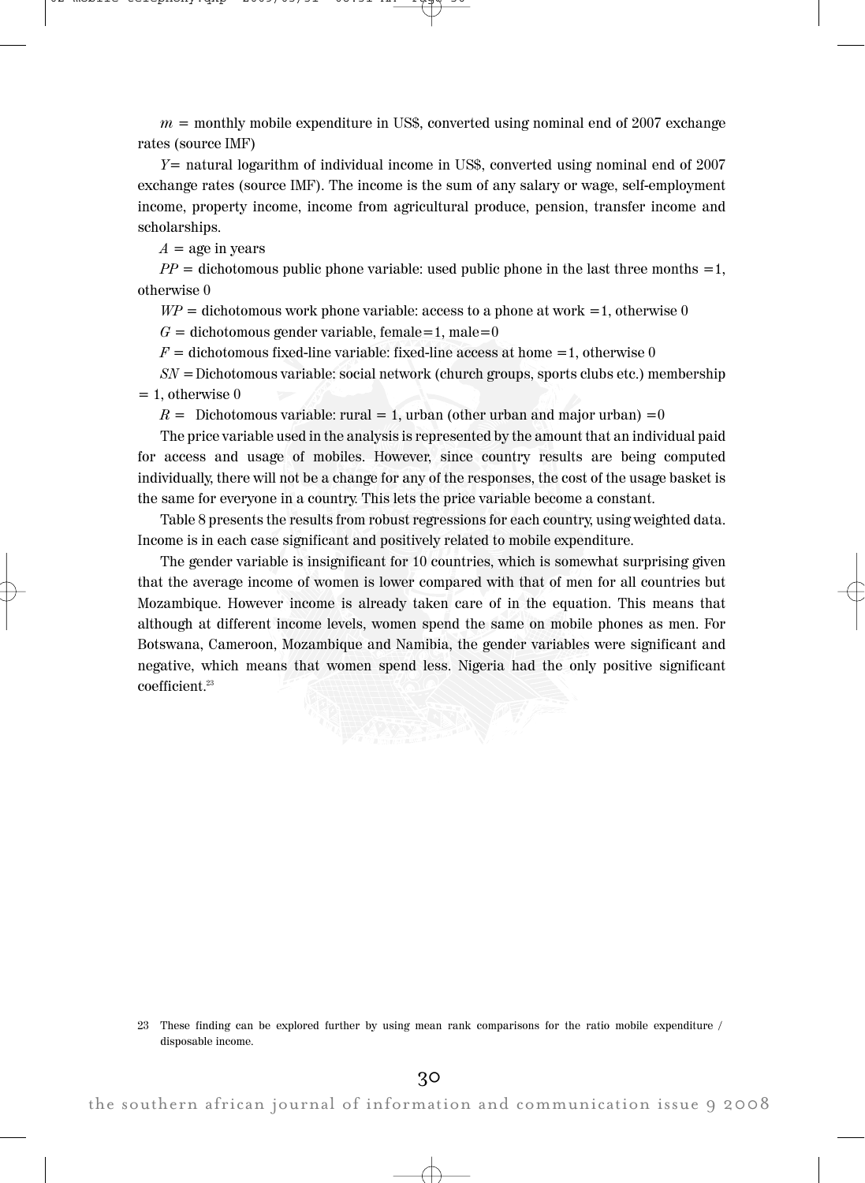$m$ = monthly mobile expenditure in US$, converted using nominal end of 2007 exchange rates (source IMF)

$Y$= natural logarithm of individual income in US$, converted using nominal end of 2007 exchange rates (source IMF). The income is the sum of any salary or wage, self-employment income, property income, income from agricultural produce, pension, transfer income and scholarships.

$A$ = age in years

$PP$ = dichotomous public phone variable: used public phone in the last three months =1, otherwise 0

$WP$ = dichotomous work phone variable: access to a phone at work =1, otherwise 0

$G$ = dichotomous gender variable, female=1, male=0

$F$ = dichotomous fixed-line variable: fixed-line access at home =1, otherwise 0

$SN$ = Dichotomous variable: social network (church groups, sports clubs etc.) membership = 1, otherwise 0

$R$ = Dichotomous variable: rural = 1, urban (other urban and major urban) =0

The price variable used in the analysis is represented by the amount that an individual paid for access and usage of mobiles. However, since country results are being computed individually, there will not be a change for any of the responses, the cost of the usage basket is the same for everyone in a country. This lets the price variable become a constant.

Table 8 presents the results from robust regressions for each country, using weighted data. Income is in each case significant and positively related to mobile expenditure.

The gender variable is insignificant for 10 countries, which is somewhat surprising given that the average income of women is lower compared with that of men for all countries but Mozambique. However income is already taken care of in the equation. This means that although at different income levels, women spend the same on mobile phones as men. For Botswana, Cameroon, Mozambique and Namibia, the gender variables were significant and negative, which means that women spend less. Nigeria had the only positive significant coefficient.[23]

[23] These finding can be explored further by using mean rank comparisons for the ratio mobile expenditure / disposable income.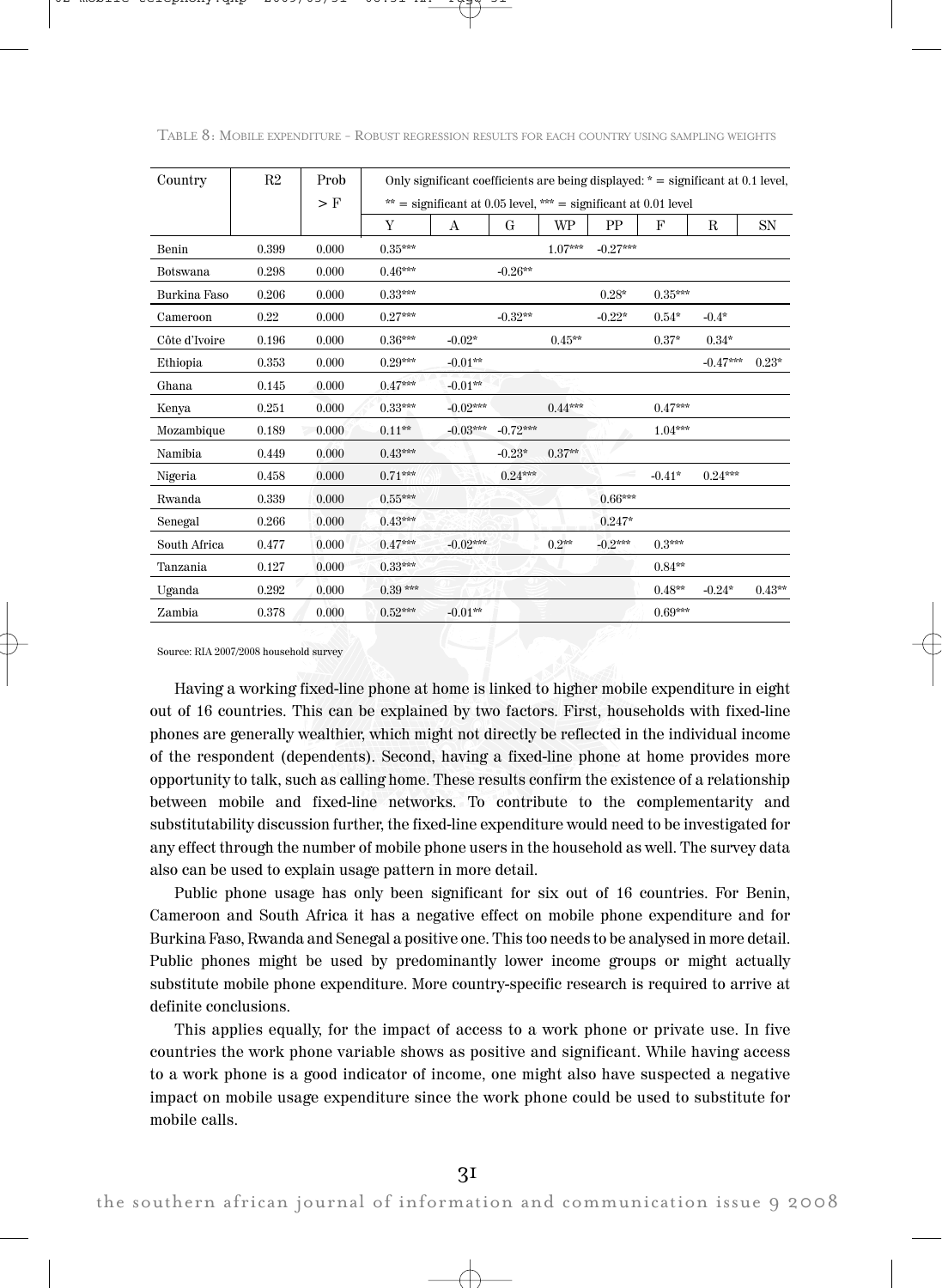TABLE 8: MOBILE EXPENDITURE - ROBUST REGRESSION RESULTS FOR EACH COUNTRY USING SAMPLING WEIGHTS

| Country | R2 | Prob > F | Only significant coefficients are being displayed: * = significant at 0.1 level, ** = significant at 0.05 level, *** = significant at 0.01 level | | | | | | | |
|---|---|---|---|---|---|---|---|---|---|---|
| | | | Y | A | G | WP | PP | F | R | SN |
| Benin | 0.399 | 0.000 | 0.35*** | | | 1.07*** | -0.27*** | | | |
| Botswana | 0.298 | 0.000 | 0.46*** | | -0.26** | | | | | |
| Burkina Faso | 0.206 | 0.000 | 0.33*** | | | | 0.28* | 0.35*** | | |
| Cameroon | 0.22 | 0.000 | 0.27*** | | -0.32** | | -0.22* | 0.54* | -0.4* | |
| Côte d'Ivoire | 0.196 | 0.000 | 0.36*** | -0.02* | | 0.45** | | 0.37* | 0.34* | |
| Ethiopia | 0.353 | 0.000 | 0.29*** | -0.01** | | | | | -0.47*** | 0.23* |
| Ghana | 0.145 | 0.000 | 0.47*** | -0.01** | | | | | | |
| Kenya | 0.251 | 0.000 | 0.33*** | -0.02*** | | 0.44*** | | 0.47*** | | |
| Mozambique | 0.189 | 0.000 | 0.11** | -0.03*** | -0.72*** | | | 1.04*** | | |
| Namibia | 0.449 | 0.000 | 0.43*** | | -0.23* | 0.37** | | | | |
| Nigeria | 0.458 | 0.000 | 0.71*** | | 0.24*** | | | -0.41* | 0.24*** | |
| Rwanda | 0.339 | 0.000 | 0.55*** | | | | 0.66*** | | | |
| Senegal | 0.266 | 0.000 | 0.43*** | | | | 0.247* | | | |
| South Africa | 0.477 | 0.000 | 0.47*** | -0.02*** | | 0.2** | -0.2*** | 0.3*** | | |
| Tanzania | 0.127 | 0.000 | 0.33*** | | | | | 0.84** | | |
| Uganda | 0.292 | 0.000 | 0.39 *** | | | | | 0.48** | -0.24* | 0.43** |
| Zambia | 0.378 | 0.000 | 0.52*** | -0.01** | | | | 0.69*** | | |

Source: RIA 2007/2008 household survey

Having a working fixed-line phone at home is linked to higher mobile expenditure in eight out of 16 countries. This can be explained by two factors. First, households with fixed-line phones are generally wealthier, which might not directly be reflected in the individual income of the respondent (dependents). Second, having a fixed-line phone at home provides more opportunity to talk, such as calling home. These results confirm the existence of a relationship between mobile and fixed-line networks. To contribute to the complementarity and substitutability discussion further, the fixed-line expenditure would need to be investigated for any effect through the number of mobile phone users in the household as well. The survey data also can be used to explain usage pattern in more detail.

Public phone usage has only been significant for six out of 16 countries. For Benin, Cameroon and South Africa it has a negative effect on mobile phone expenditure and for Burkina Faso, Rwanda and Senegal a positive one. This too needs to be analysed in more detail. Public phones might be used by predominantly lower income groups or might actually substitute mobile phone expenditure. More country-specific research is required to arrive at definite conclusions.

This applies equally, for the impact of access to a work phone or private use. In five countries the work phone variable shows as positive and significant. While having access to a work phone is a good indicator of income, one might also have suspected a negative impact on mobile usage expenditure since the work phone could be used to substitute for mobile calls.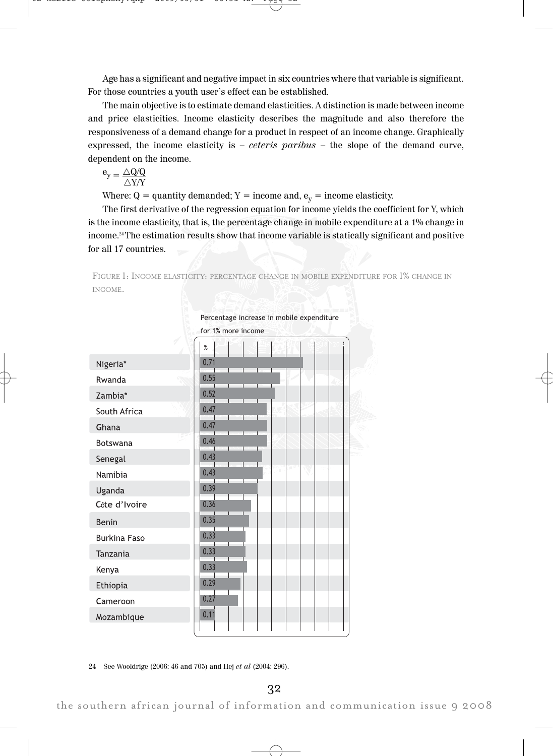Age has a significant and negative impact in six countries where that variable is significant. For those countries a youth user's effect can be established.

The main objective is to estimate demand elasticities. A distinction is made between income and price elasticities. Income elasticity describes the magnitude and also therefore the responsiveness of a demand change for a product in respect of an income change. Graphically expressed, the income elasticity is – *ceteris paribus* – the slope of the demand curve, dependent on the income.

$$e_y = \frac{\triangle Q/Q}{\triangle Y/Y}$$

Where: Q = quantity demanded; Y = income and, $e_y$ = income elasticity.

The first derivative of the regression equation for income yields the coefficient for Y, which is the income elasticity, that is, the percentage change in mobile expenditure at a 1% change in income.[24] The estimation results show that income variable is statically significant and positive for all 17 countries.

FIGURE 1: INCOME ELASTICITY: PERCENTAGE CHANGE IN MOBILE EXPENDITURE FOR 1% CHANGE IN INCOME.

| Country | Percentage increase in mobile expenditure for 1% more income (%) |
|---|---|
| Nigeria* | 0.71 |
| Rwanda | 0.55 |
| Zambia* | 0.52 |
| South Africa | 0.47 |
| Ghana | 0.47 |
| Botswana | 0.46 |
| Senegal | 0.43 |
| Namibia | 0.43 |
| Uganda | 0.39 |
| Côte d'Ivoire | 0.36 |
| Benin | 0.35 |
| Burkina Faso | 0.33 |
| Tanzania | 0.33 |
| Kenya | 0.33 |
| Ethiopia | 0.29 |
| Cameroon | 0.27 |
| Mozambique | 0.11 |

24 See Wooldrige (2006: 46 and 705) and Hej *et al* (2004: 296).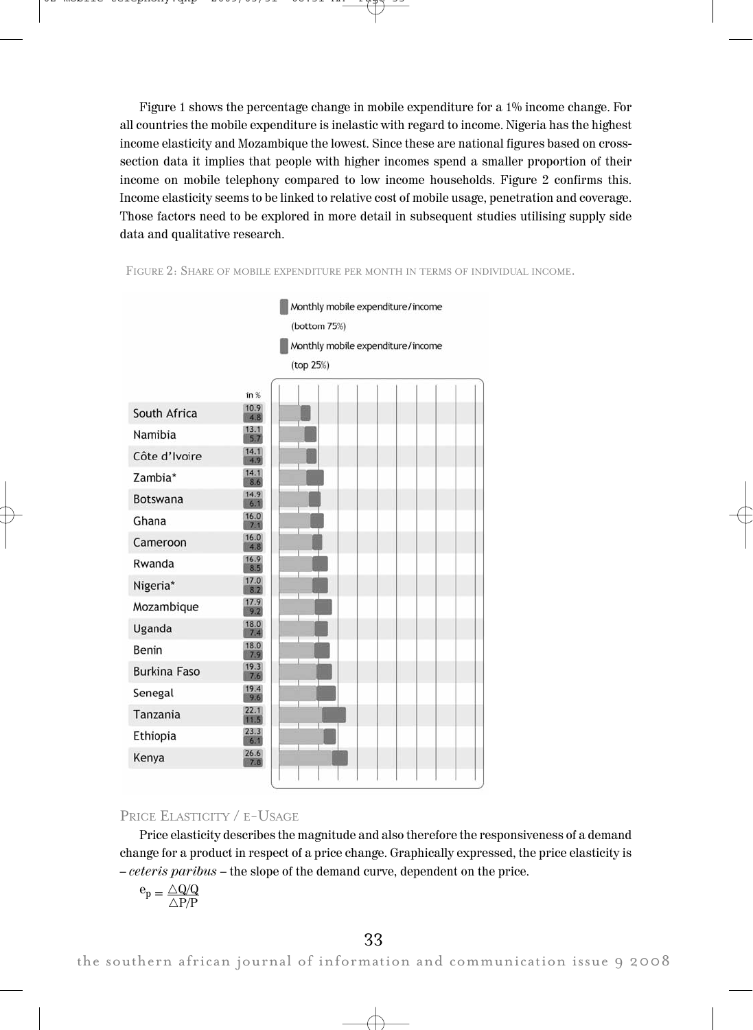Figure 1 shows the percentage change in mobile expenditure for a 1% income change. For all countries the mobile expenditure is inelastic with regard to income. Nigeria has the highest income elasticity and Mozambique the lowest. Since these are national figures based on cross-section data it implies that people with higher incomes spend a smaller proportion of their income on mobile telephony compared to low income households. Figure 2 confirms this. Income elasticity seems to be linked to relative cost of mobile usage, penetration and coverage. Those factors need to be explored in more detail in subsequent studies utilising supply side data and qualitative research.

FIGURE 2: SHARE OF MOBILE EXPENDITURE PER MONTH IN TERMS OF INDIVIDUAL INCOME.

| Country | Monthly mobile expenditure/income (bottom 75%) in % | Monthly mobile expenditure/income (top 25%) in % |
|---|---|---|
| South Africa | 10.9 | 4.8 |
| Namibia | 13.1 | 5.7 |
| Côte d'Ivoire | 14.1 | 4.9 |
| Zambia* | 14.1 | 8.6 |
| Botswana | 14.9 | 6.1 |
| Ghana | 16.0 | 7.1 |
| Cameroon | 16.0 | 4.8 |
| Rwanda | 16.9 | 8.5 |
| Nigeria* | 17.0 | 8.2 |
| Mozambique | 17.9 | 9.2 |
| Uganda | 18.0 | 7.4 |
| Benin | 18.0 | 7.9 |
| Burkina Faso | 19.3 | 7.6 |
| Senegal | 19.4 | 9.6 |
| Tanzania | 22.1 | 11.5 |
| Ethiopia | 23.3 | 6.1 |
| Kenya | 26.6 | 7.8 |

## PRICE ELASTICITY / E-USAGE

Price elasticity describes the magnitude and also therefore the responsiveness of a demand change for a product in respect of a price change. Graphically expressed, the price elasticity is – *ceteris paribus* – the slope of the demand curve, dependent on the price.

$$e_p = \frac{\triangle Q/Q}{\triangle P/P}$$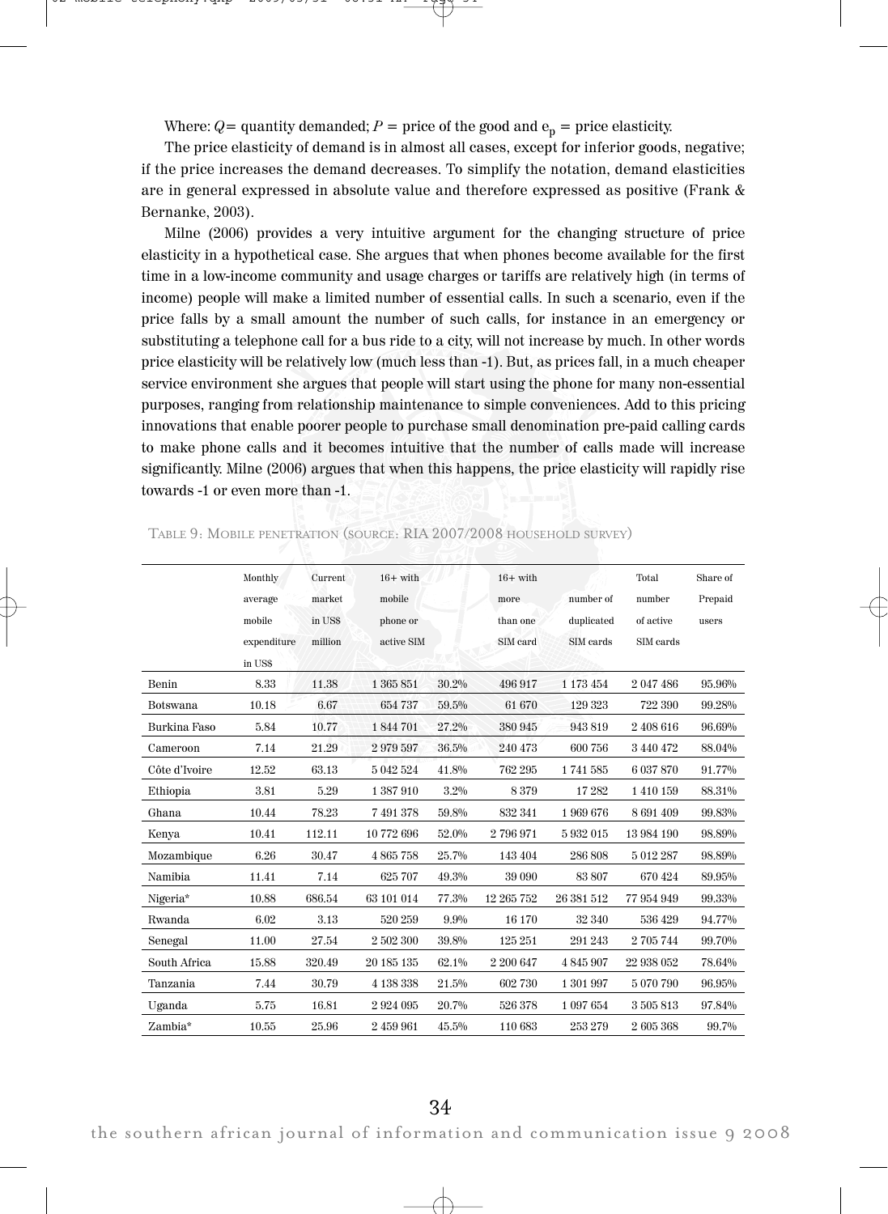Where: $Q$= quantity demanded; $P$ = price of the good and $e_p$ = price elasticity.

The price elasticity of demand is in almost all cases, except for inferior goods, negative; if the price increases the demand decreases. To simplify the notation, demand elasticities are in general expressed in absolute value and therefore expressed as positive (Frank & Bernanke, 2003).

Milne (2006) provides a very intuitive argument for the changing structure of price elasticity in a hypothetical case. She argues that when phones become available for the first time in a low-income community and usage charges or tariffs are relatively high (in terms of income) people will make a limited number of essential calls. In such a scenario, even if the price falls by a small amount the number of such calls, for instance in an emergency or substituting a telephone call for a bus ride to a city, will not increase by much. In other words price elasticity will be relatively low (much less than -1). But, as prices fall, in a much cheaper service environment she argues that people will start using the phone for many non-essential purposes, ranging from relationship maintenance to simple conveniences. Add to this pricing innovations that enable poorer people to purchase small denomination pre-paid calling cards to make phone calls and it becomes intuitive that the number of calls made will increase significantly. Milne (2006) argues that when this happens, the price elasticity will rapidly rise towards -1 or even more than -1.

TABLE 9: MOBILE PENETRATION (SOURCE: RIA 2007/2008 HOUSEHOLD SURVEY)

| | Monthly average mobile expenditure in US$ | Current market in US$ million | 16+ with mobile phone or active SIM | | 16+ with more than one SIM card | number of duplicated SIM cards | Total number of active SIM cards | Share of Prepaid users |
|---|---|---|---|---|---|---|---|---|
| Benin | 8.33 | 11.38 | 1 365 851 | 30.2% | 496 917 | 1 173 454 | 2 047 486 | 95.96% |
| Botswana | 10.18 | 6.67 | 654 737 | 59.5% | 61 670 | 129 323 | 722 390 | 99.28% |
| Burkina Faso | 5.84 | 10.77 | 1 844 701 | 27.2% | 380 945 | 943 819 | 2 408 616 | 96.69% |
| Cameroon | 7.14 | 21.29 | 2 979 597 | 36.5% | 240 473 | 600 756 | 3 440 472 | 88.04% |
| Côte d'Ivoire | 12.52 | 63.13 | 5 042 524 | 41.8% | 762 295 | 1 741 585 | 6 037 870 | 91.77% |
| Ethiopia | 3.81 | 5.29 | 1 387 910 | 3.2% | 8 379 | 17 282 | 1 410 159 | 88.31% |
| Ghana | 10.44 | 78.23 | 7 491 378 | 59.8% | 832 341 | 1 969 676 | 8 691 409 | 99.83% |
| Kenya | 10.41 | 112.11 | 10 772 696 | 52.0% | 2 796 971 | 5 932 015 | 13 984 190 | 98.89% |
| Mozambique | 6.26 | 30.47 | 4 865 758 | 25.7% | 143 404 | 286 808 | 5 012 287 | 98.89% |
| Namibia | 11.41 | 7.14 | 625 707 | 49.3% | 39 090 | 83 807 | 670 424 | 89.95% |
| Nigeria* | 10.88 | 686.54 | 63 101 014 | 77.3% | 12 265 752 | 26 381 512 | 77 954 949 | 99.33% |
| Rwanda | 6.02 | 3.13 | 520 259 | 9.9% | 16 170 | 32 340 | 536 429 | 94.77% |
| Senegal | 11.00 | 27.54 | 2 502 300 | 39.8% | 125 251 | 291 243 | 2 705 744 | 99.70% |
| South Africa | 15.88 | 320.49 | 20 185 135 | 62.1% | 2 200 647 | 4 845 907 | 22 938 052 | 78.64% |
| Tanzania | 7.44 | 30.79 | 4 138 338 | 21.5% | 602 730 | 1 301 997 | 5 070 790 | 96.95% |
| Uganda | 5.75 | 16.81 | 2 924 095 | 20.7% | 526 378 | 1 097 654 | 3 505 813 | 97.84% |
| Zambia* | 10.55 | 25.96 | 2 459 961 | 45.5% | 110 683 | 253 279 | 2 605 368 | 99.7% |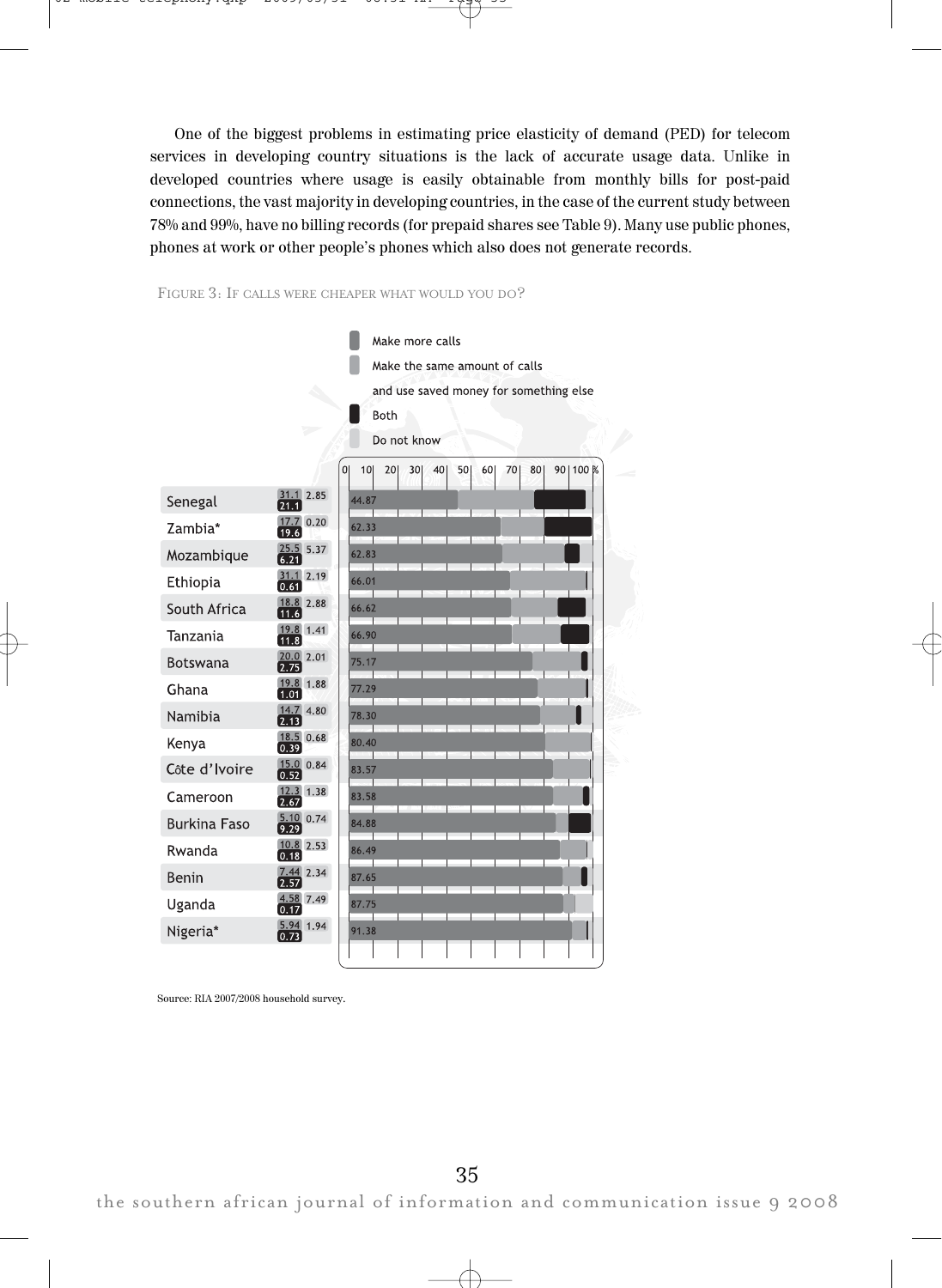One of the biggest problems in estimating price elasticity of demand (PED) for telecom services in developing country situations is the lack of accurate usage data. Unlike in developed countries where usage is easily obtainable from monthly bills for post-paid connections, the vast majority in developing countries, in the case of the current study between 78% and 99%, have no billing records (for prepaid shares see Table 9). Many use public phones, phones at work or other people's phones which also does not generate records.

FIGURE 3: IF CALLS WERE CHEAPER WHAT WOULD YOU DO?

| Country | Make more calls | Make the same amount of calls and use saved money for something else | Both | Do not know |
|---|---|---|---|---|
| Senegal | 44.87 | 31.1 | 21.1 | 2.85 |
| Zambia* | 62.33 | 17.7 | 19.6 | 0.20 |
| Mozambique | 62.83 | 25.5 | 6.21 | 5.37 |
| Ethiopia | 66.01 | 31.1 | 0.61 | 2.19 |
| South Africa | 66.62 | 18.8 | 11.6 | 2.88 |
| Tanzania | 66.90 | 19.8 | 11.8 | 1.41 |
| Botswana | 75.17 | 20.0 | 2.75 | 2.01 |
| Ghana | 77.29 | 19.8 | 1.01 | 1.88 |
| Namibia | 78.30 | 14.7 | 2.13 | 4.80 |
| Kenya | 80.40 | 18.5 | 0.39 | 0.68 |
| Côte d'Ivoire | 83.57 | 15.0 | 0.52 | 0.84 |
| Cameroon | 83.58 | 12.3 | 2.67 | 1.38 |
| Burkina Faso | 84.88 | 5.10 | 9.29 | 0.74 |
| Rwanda | 86.49 | 10.8 | 0.18 | 2.53 |
| Benin | 87.65 | 7.44 | 2.57 | 2.34 |
| Uganda | 87.75 | 4.58 | 0.17 | 7.49 |
| Nigeria* | 91.38 | 5.94 | 0.73 | 1.94 |

Source: RIA 2007/2008 household survey.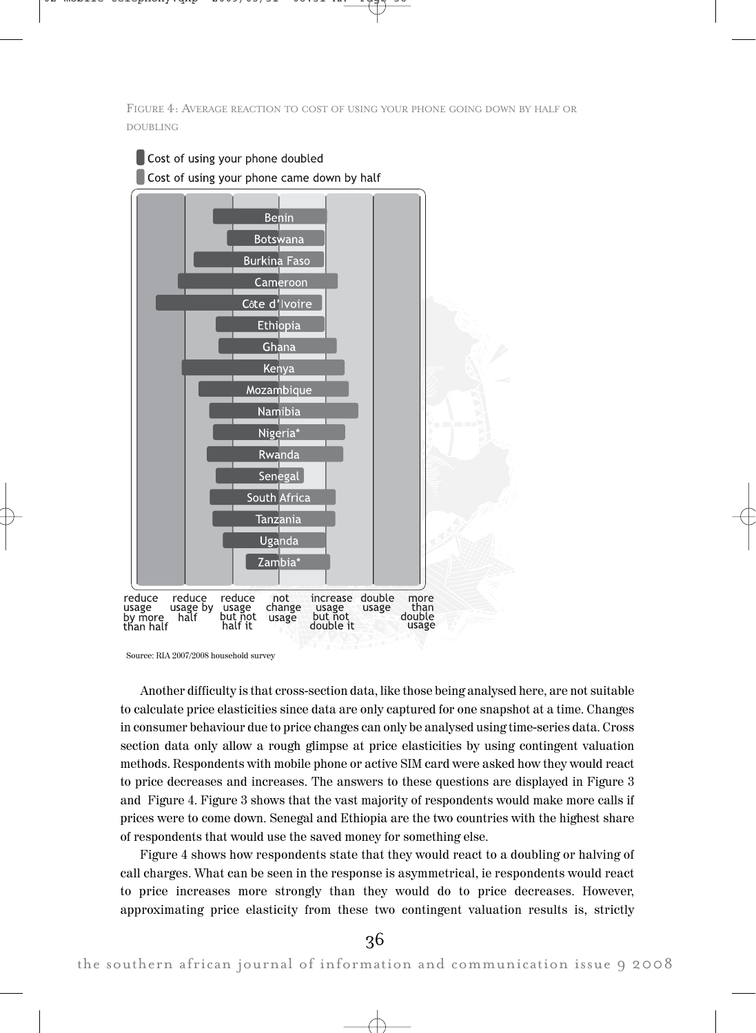FIGURE 4: AVERAGE REACTION TO COST OF USING YOUR PHONE GOING DOWN BY HALF OR DOUBLING

Cost of using your phone doubled
Cost of using your phone came down by half

Benin, Botswana, Burkina Faso, Cameroon, Côte d'Ivoire, Ethiopia, Ghana, Kenya, Mozambique, Namibia, Nigeria*, Rwanda, Senegal, South Africa, Tanzania, Uganda, Zambia*

reduce usage by more than half | reduce usage by half | reduce usage but not half it | not change usage | increase usage but not double it | double usage | more than double usage

Source: RIA 2007/2008 household survey

Another difficulty is that cross-section data, like those being analysed here, are not suitable to calculate price elasticities since data are only captured for one snapshot at a time. Changes in consumer behaviour due to price changes can only be analysed using time-series data. Cross section data only allow a rough glimpse at price elasticities by using contingent valuation methods. Respondents with mobile phone or active SIM card were asked how they would react to price decreases and increases. The answers to these questions are displayed in Figure 3 and Figure 4. Figure 3 shows that the vast majority of respondents would make more calls if prices were to come down. Senegal and Ethiopia are the two countries with the highest share of respondents that would use the saved money for something else.

Figure 4 shows how respondents state that they would react to a doubling or halving of call charges. What can be seen in the response is asymmetrical, ie respondents would react to price increases more strongly than they would do to price decreases. However, approximating price elasticity from these two contingent valuation results is, strictly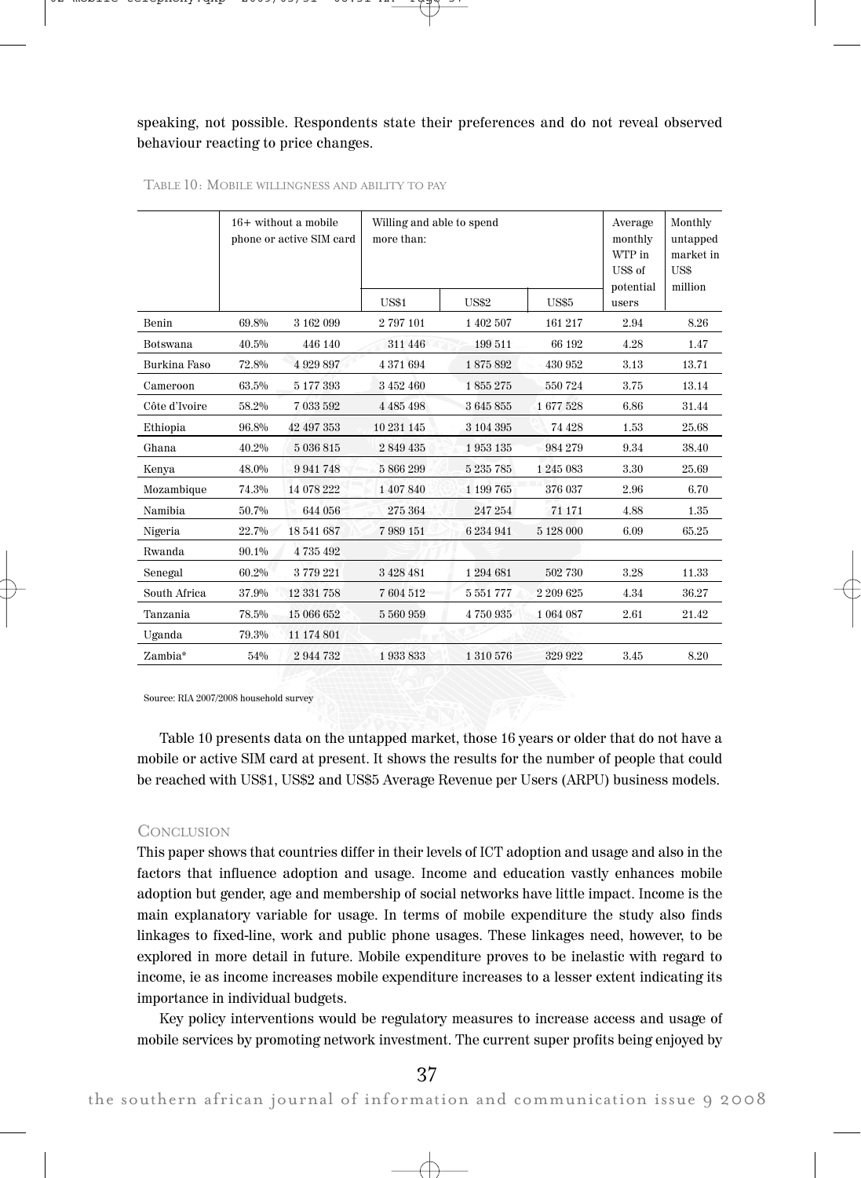speaking, not possible. Respondents state their preferences and do not reveal observed behaviour reacting to price changes.

TABLE 10: MOBILE WILLINGNESS AND ABILITY TO PAY

| | 16+ without a mobile phone or active SIM card | | Willing and able to spend more than: | | | Average monthly WTP in US$ of potential users | Monthly untapped market in US$ million |
|---|---|---|---|---|---|---|---|
| | | | US$1 | US$2 | US$5 | | |
| Benin | 69.8% | 3 162 099 | 2 797 101 | 1 402 507 | 161 217 | 2.94 | 8.26 |
| Botswana | 40.5% | 446 140 | 311 446 | 199 511 | 66 192 | 4.28 | 1.47 |
| Burkina Faso | 72.8% | 4 929 897 | 4 371 694 | 1 875 892 | 430 952 | 3.13 | 13.71 |
| Cameroon | 63.5% | 5 177 393 | 3 452 460 | 1 855 275 | 550 724 | 3.75 | 13.14 |
| Côte d'Ivoire | 58.2% | 7 033 592 | 4 485 498 | 3 645 855 | 1 677 528 | 6.86 | 31.44 |
| Ethiopia | 96.8% | 42 497 353 | 10 231 145 | 3 104 395 | 74 428 | 1.53 | 25.68 |
| Ghana | 40.2% | 5 036 815 | 2 849 435 | 1 953 135 | 984 279 | 9.34 | 38.40 |
| Kenya | 48.0% | 9 941 748 | 5 866 299 | 5 235 785 | 1 245 083 | 3.30 | 25.69 |
| Mozambique | 74.3% | 14 078 222 | 1 407 840 | 1 199 765 | 376 037 | 2.96 | 6.70 |
| Namibia | 50.7% | 644 056 | 275 364 | 247 254 | 71 171 | 4.88 | 1.35 |
| Nigeria | 22.7% | 18 541 687 | 7 989 151 | 6 234 941 | 5 128 000 | 6.09 | 65.25 |
| Rwanda | 90.1% | 4 735 492 | | | | | |
| Senegal | 60.2% | 3 779 221 | 3 428 481 | 1 294 681 | 502 730 | 3.28 | 11.33 |
| South Africa | 37.9% | 12 331 758 | 7 604 512 | 5 551 777 | 2 209 625 | 4.34 | 36.27 |
| Tanzania | 78.5% | 15 066 652 | 5 560 959 | 4 750 935 | 1 064 087 | 2.61 | 21.42 |
| Uganda | 79.3% | 11 174 801 | | | | | |
| Zambia* | 54% | 2 944 732 | 1 933 833 | 1 310 576 | 329 922 | 3.45 | 8.20 |

Source: RIA 2007/2008 household survey

Table 10 presents data on the untapped market, those 16 years or older that do not have a mobile or active SIM card at present. It shows the results for the number of people that could be reached with US$1, US$2 and US$5 Average Revenue per Users (ARPU) business models.

## CONCLUSION

This paper shows that countries differ in their levels of ICT adoption and usage and also in the factors that influence adoption and usage. Income and education vastly enhances mobile adoption but gender, age and membership of social networks have little impact. Income is the main explanatory variable for usage. In terms of mobile expenditure the study also finds linkages to fixed-line, work and public phone usages. These linkages need, however, to be explored in more detail in future. Mobile expenditure proves to be inelastic with regard to income, ie as income increases mobile expenditure increases to a lesser extent indicating its importance in individual budgets.

Key policy interventions would be regulatory measures to increase access and usage of mobile services by promoting network investment. The current super profits being enjoyed by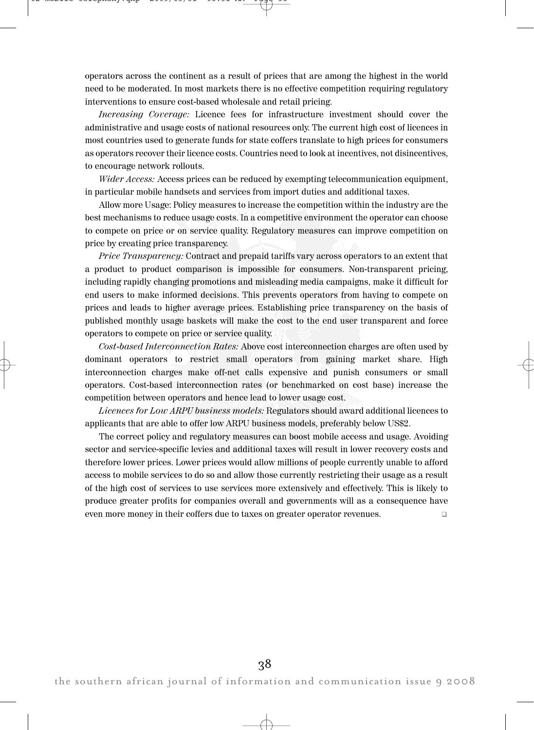operators across the continent as a result of prices that are among the highest in the world need to be moderated. In most markets there is no effective competition requiring regulatory interventions to ensure cost-based wholesale and retail pricing.

*Increasing Coverage:* Licence fees for infrastructure investment should cover the administrative and usage costs of national resources only. The current high cost of licences in most countries used to generate funds for state coffers translate to high prices for consumers as operators recover their licence costs. Countries need to look at incentives, not disincentives, to encourage network rollouts.

*Wider Access:* Access prices can be reduced by exempting telecommunication equipment, in particular mobile handsets and services from import duties and additional taxes.

Allow more Usage: Policy measures to increase the competition within the industry are the best mechanisms to reduce usage costs. In a competitive environment the operator can choose to compete on price or on service quality. Regulatory measures can improve competition on price by creating price transparency.

*Price Transparency:* Contract and prepaid tariffs vary across operators to an extent that a product to product comparison is impossible for consumers. Non-transparent pricing, including rapidly changing promotions and misleading media campaigns, make it difficult for end users to make informed decisions. This prevents operators from having to compete on prices and leads to higher average prices. Establishing price transparency on the basis of published monthly usage baskets will make the cost to the end user transparent and force operators to compete on price or service quality.

*Cost-based Interconnection Rates:* Above cost interconnection charges are often used by dominant operators to restrict small operators from gaining market share. High interconnection charges make off-net calls expensive and punish consumers or small operators. Cost-based interconnection rates (or benchmarked on cost base) increase the competition between operators and hence lead to lower usage cost.

*Licences for Low ARPU business models:* Regulators should award additional licences to applicants that are able to offer low ARPU business models, preferably below US$2.

The correct policy and regulatory measures can boost mobile access and usage. Avoiding sector and service-specific levies and additional taxes will result in lower recovery costs and therefore lower prices. Lower prices would allow millions of people currently unable to afford access to mobile services to do so and allow those currently restricting their usage as a result of the high cost of services to use services more extensively and effectively. This is likely to produce greater profits for companies overall and governments will as a consequence have even more money in their coffers due to taxes on greater operator revenues. ❑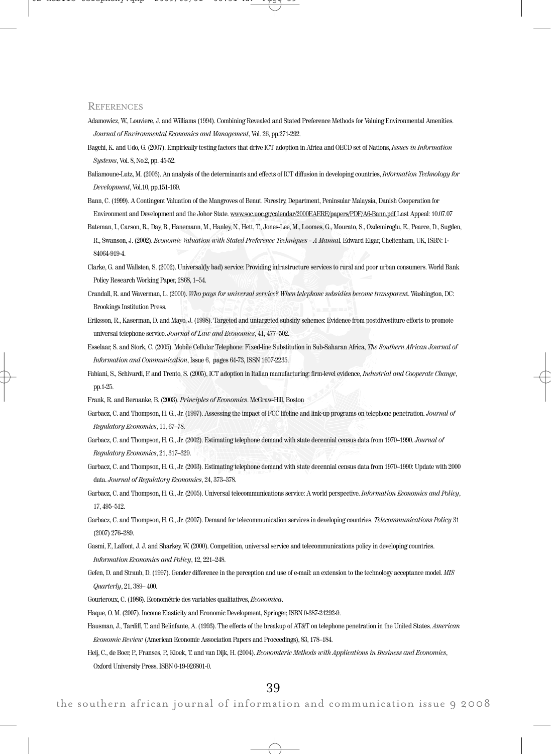## References

Adamowicz, W., Louviere, J. and Williams (1994). Combining Revealed and Stated Preference Methods for Valuing Environmental Amenities. *Journal of Environmental Economics and Management*, Vol. 26, pp.271-292.

Bagchi, K. and Udo, G. (2007). Empirically testing factors that drive ICT adoption in Africa and OECD set of Nations, *Issues in Information Systems*, Vol. 8, No.2, pp. 45-52.

Baliamoune-Lutz, M. (2003). An analysis of the determinants and effects of ICT diffusion in developing countries, *Information Technology for Development*, Vol.10, pp.151-169.

Bann, C. (1999). A Contingent Valuation of the Mangroves of Benut. Forestry, Department, Peninsular Malaysia, Danish Cooperation for Environment and Development and the Johor State. www.soc.uoc.gr/calendar/2000EAERE/papers/PDF/A6-Bann.pdf Last Appeal: 10.07.07

Bateman, I., Carson, R., Day, B., Hanemann, M., Hanley, N., Hett, T., Jones-Lee, M., Loomes, G., Mourato, S., Ozdemiroglu, E., Pearce, D., Sugden, R., Swanson, J. (2002). *Economic Valuation with Stated Preference Techniques - A Manual*. Edward Elgar, Cheltenham, UK, ISBN: 1-84064-919-4.

Clarke, G. and Wallsten, S. (2002). Universal(ly bad) service: Providing infrastructure services to rural and poor urban consumers. World Bank Policy Research Working Paper, 2868, 1–54.

Crandall, R. and Waverman, L. (2000). *Who pays for universal service? When telephone subsidies become transparent*. Washington, DC: Brookings Institution Press.

Eriksson, R., Kaserman, D. and Mayo, J. (1998). Targeted and untargeted subsidy schemes: Evidence from postdivestiture efforts to promote universal telephone service. *Journal of Law and Economics*, 41, 477–502.

Esselaar, S. and Stork, C. (2005). Mobile Cellular Telephone: Fixed-line Substitution in Sub-Saharan Africa, *The Southern African Journal of Information and Communication*, Issue 6, pages 64-73, ISSN 1607-2235.

Fabiani, S., Schivardi, F. and Trento, S. (2005), ICT adoption in Italian manufacturing: firm-level evidence, *Industrial and Cooperate Change*, pp.1-25.

Frank, R. and Bernanke, B. (2003). *Principles of Economics*. McGraw-Hill, Boston

Garbacz, C. and Thompson, H. G., Jr. (1997). Assessing the impact of FCC lifeline and link-up programs on telephone penetration. *Journal of Regulatory Economics*, 11, 67–78.

Garbacz, C. and Thompson, H. G., Jr. (2002). Estimating telephone demand with state decennial census data from 1970–1990. *Journal of Regulatory Economics*, 21, 317–329.

Garbacz, C. and Thompson, H. G., Jr. (2003). Estimating telephone demand with state decennial census data from 1970–1990: Update with 2000 data. *Journal of Regulatory Economics*, 24, 373–378.

Garbacz, C. and Thompson, H. G., Jr. (2005). Universal telecommunications service: A world perspective. *Information Economics and Policy*, 17, 495–512.

Garbacz, C. and Thompson, H. G., Jr. (2007). Demand for telecommunication services in developing countries. *Telecommunications Policy* 31 (2007) 276–289.

Gasmi, F., Laffont, J. J. and Sharkey, W. (2000). Competition, universal service and telecommunications policy in developing countries. *Information Economics and Policy*, 12, 221–248.

Gefen, D. and Straub, D. (1997). Gender difference in the perception and use of e-mail: an extension to the technology acceptance model. *MIS Quarterly*, 21, 389– 400.

Gourieroux, C. (1986). Econométrie des variables qualitatives, *Economica*.

Haque, O. M. (2007). Income Elasticity and Economic Development, Springer, ISBN 0-387-24292-9.

Hausman, J., Tardiff, T. and Belinfante, A. (1993). The effects of the breakup of AT&T on telephone penetration in the United States. *American Economic Review* (American Economic Association Papers and Proceedings), 83, 178–184.

Heij, C., de Boer, P., Franses, P., Kloek, T. and van Dijk, H. (2004). *Econometric Methods with Applications in Business and Economics*, Oxford University Press, ISBN 0-19-926801-0.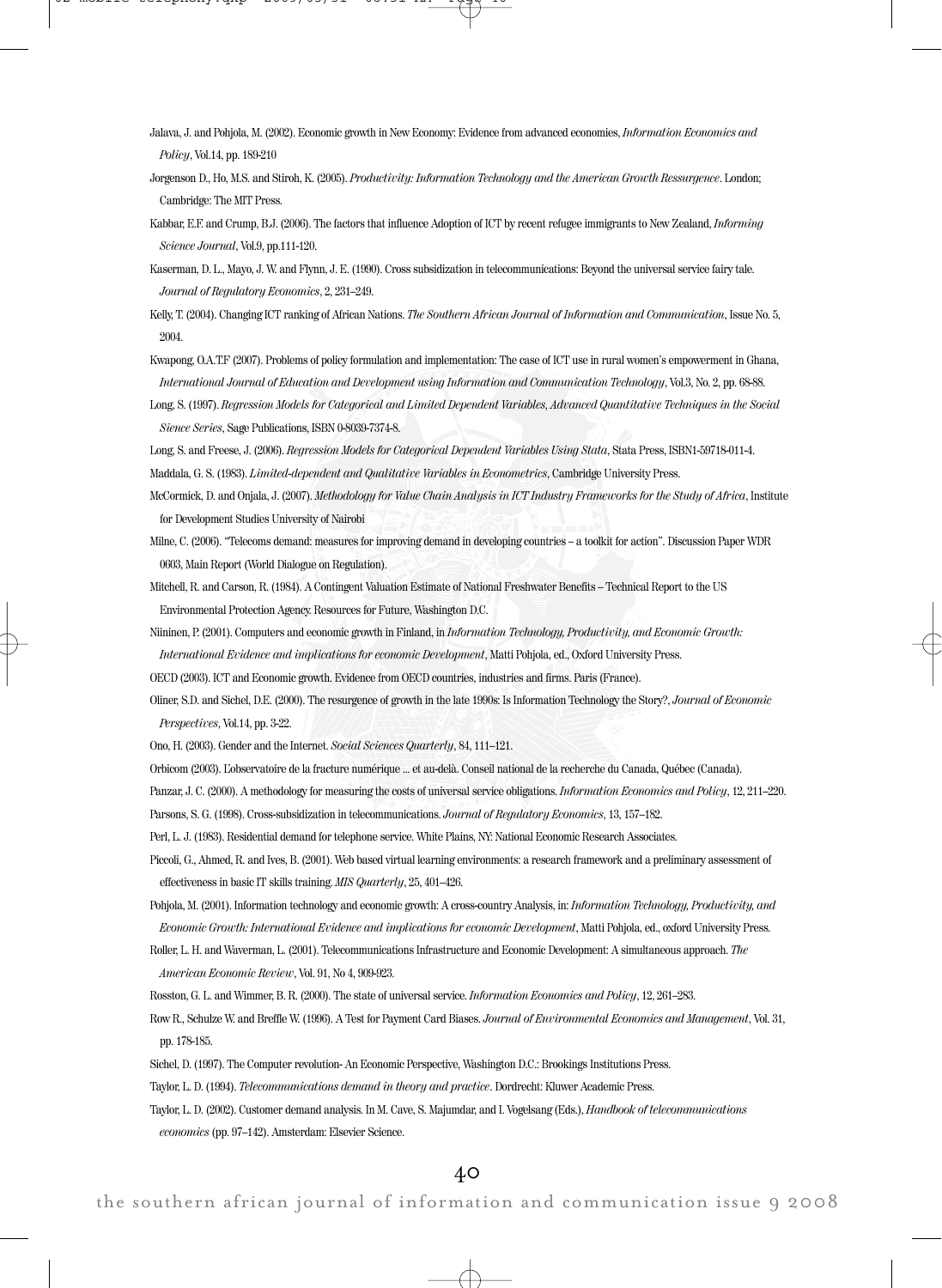Jalava, J. and Pohjola, M. (2002). Economic growth in New Economy: Evidence from advanced economies, *Information Economics and Policy*, Vol.14, pp. 189-210

Jorgenson D., Ho, M.S. and Stiroh, K. (2005). *Productivity: Information Technology and the American Growth Ressurgence*. London; Cambridge: The MIT Press.

Kabbar, E.F. and Crump, B.J. (2006). The factors that influence Adoption of ICT by recent refugee immigrants to New Zealand, *Informing Science Journal*, Vol.9, pp.111-120.

Kaserman, D. L., Mayo, J. W. and Flynn, J. E. (1990). Cross subsidization in telecommunications: Beyond the universal service fairy tale. *Journal of Regulatory Economics*, 2, 231–249.

Kelly, T. (2004). Changing ICT ranking of African Nations. *The Southern African Journal of Information and Communication*, Issue No. 5, 2004.

Kwapong, O.A.T.F (2007). Problems of policy formulation and implementation: The case of ICT use in rural women's empowerment in Ghana, *International Journal of Education and Development using Information and Communication Technology*, Vol.3, No. 2, pp. 68-88.

Long, S. (1997). *Regression Models for Categorical and Limited Dependent Variables, Advanced Quantitative Techniques in the Social Sience Series*, Sage Publications, ISBN 0-8039-7374-8.

Long, S. and Freese, J. (2006). *Regression Models for Categorical Dependent Variables Using Stata*, Stata Press, ISBN1-59718-011-4.

Maddala, G. S. (1983). *Limited-dependent and Qualitative Variables in Econometrics*, Cambridge University Press.

McCormick, D. and Onjala, J. (2007). *Methodology for Value Chain Analysis in ICT Industry Frameworks for the Study of Africa*, Institute for Development Studies University of Nairobi

Milne, C. (2006). "Telecoms demand: measures for improving demand in developing countries – a toolkit for action". Discussion Paper WDR 0603, Main Report (World Dialogue on Regulation).

Mitchell, R. and Carson, R. (1984). A Contingent Valuation Estimate of National Freshwater Benefits – Technical Report to the US Environmental Protection Agency. Resources for Future, Washington D.C.

Niininen, P. (2001). Computers and economic growth in Finland, in *Information Technology, Productivity, and Economic Growth: International Evidence and implications for economic Development*, Matti Pohjola, ed., Oxford University Press.

OECD (2003). ICT and Economic growth. Evidence from OECD countries, industries and firms. Paris (France).

Oliner, S.D. and Sichel, D.E. (2000). The resurgence of growth in the late 1990s: Is Information Technology the Story?, *Journal of Economic Perspectives*, Vol.14, pp. 3-22.

Ono, H. (2003). Gender and the Internet. *Social Sciences Quarterly*, 84, 111–121.

Orbicom (2003). L'observatoire de la fracture numérique ... et au-delà. Conseil national de la recherche du Canada, Québec (Canada).

Panzar, J. C. (2000). A methodology for measuring the costs of universal service obligations. *Information Economics and Policy*, 12, 211–220.

Parsons, S. G. (1998). Cross-subsidization in telecommunications. *Journal of Regulatory Economics*, 13, 157–182.

Perl, L. J. (1983). Residential demand for telephone service. White Plains, NY: National Economic Research Associates.

Piccoli, G., Ahmed, R. and Ives, B. (2001). Web based virtual learning environments: a research framework and a preliminary assessment of effectiveness in basic IT skills training. *MIS Quarterly*, 25, 401–426.

Pohjola, M. (2001). Information technology and economic growth: A cross-country Analysis, in: *Information Technology, Productivity, and Economic Growth: International Evidence and implications for economic Development*, Matti Pohjola, ed., oxford University Press.

Roller, L. H. and Waverman, L. (2001). Telecommunications Infrastructure and Economic Development: A simultaneous approach. *The American Economic Review*, Vol. 91, No 4, 909-923.

Rosston, G. L. and Wimmer, B. R. (2000). The state of universal service. *Information Economics and Policy*, 12, 261–283.

Row R., Schulze W. and Breffle W. (1996). A Test for Payment Card Biases. *Journal of Environmental Economics and Management*, Vol. 31, pp. 178-185.

Sichel, D. (1997). The Computer revolution- An Economic Perspective, Washington D.C.: Brookings Institutions Press.

Taylor, L. D. (1994). *Telecommunications demand in theory and practice*. Dordrecht: Kluwer Academic Press.

Taylor, L. D. (2002). Customer demand analysis. In M. Cave, S. Majumdar, and I. Vogelsang (Eds.), *Handbook of telecommunications economics* (pp. 97–142). Amsterdam: Elsevier Science.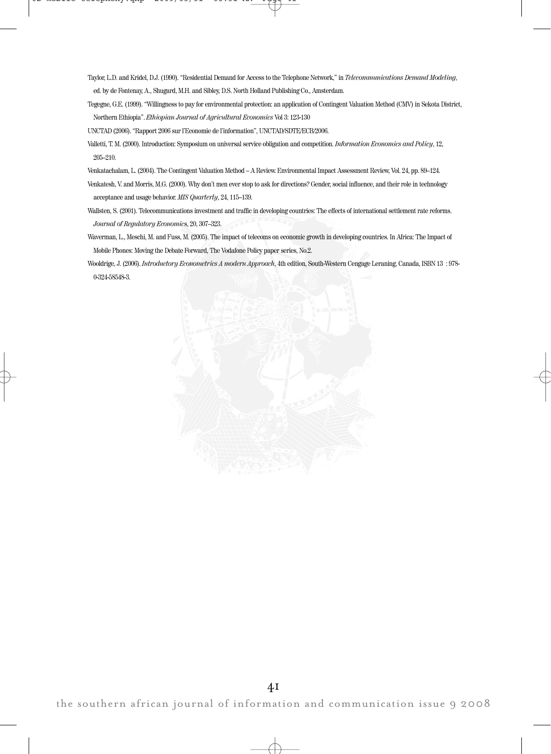Taylor, L.D. and Kridel, D.J. (1990). "Residential Demand for Access to the Telephone Network," in *Telecommunications Demand Modeling*, ed. by de Fontenay, A., Shugard, M.H. and Sibley, D.S. North Holland Publishing Co., Amsterdam.

Tegegne, G.E. (1999). "Willingness to pay for environmental protection: an application of Contingent Valuation Method (CMV) in Sekota District, Northern Ethiopia". *Ethiopian Journal of Agricultural Economics* Vol 3: 123-130

UNCTAD (2006). "Rapport 2006 sur l'Economie de l'information", UNCTAD/SDTE/ECB/2006.

Valletti, T. M. (2000). Introduction: Symposium on universal service obligation and competition. *Information Economics and Policy*, 12, 205–210.

Venkatachalam, L. (2004). The Contingent Valuation Method – A Review. Environmental Impact Assessment Review, Vol. 24, pp. 89–124.

Venkatesh, V. and Morris, M.G. (2000). Why don't men ever stop to ask for directions? Gender, social influence, and their role in technology acceptance and usage behavior. *MIS Quarterly*, 24, 115–139.

Wallsten, S. (2001). Telecommunications investment and traffic in developing countries: The effects of international settlement rate reforms. *Journal of Regulatory Economics*, 20, 307–323.

Waverman, L., Meschi, M. and Fuss, M. (2005). The impact of telecoms on economic growth in developing countries. In Africa: The Impact of Mobile Phones: Moving the Debate Forward, The Vodafone Policy paper series, No.2.

Wooldrige, J. (2006). *Introductory Econometrics A modern Approach*, 4th edition, South-Western Cengage Leraning, Canada, ISBN 13 : 978-0-324-58548-3.